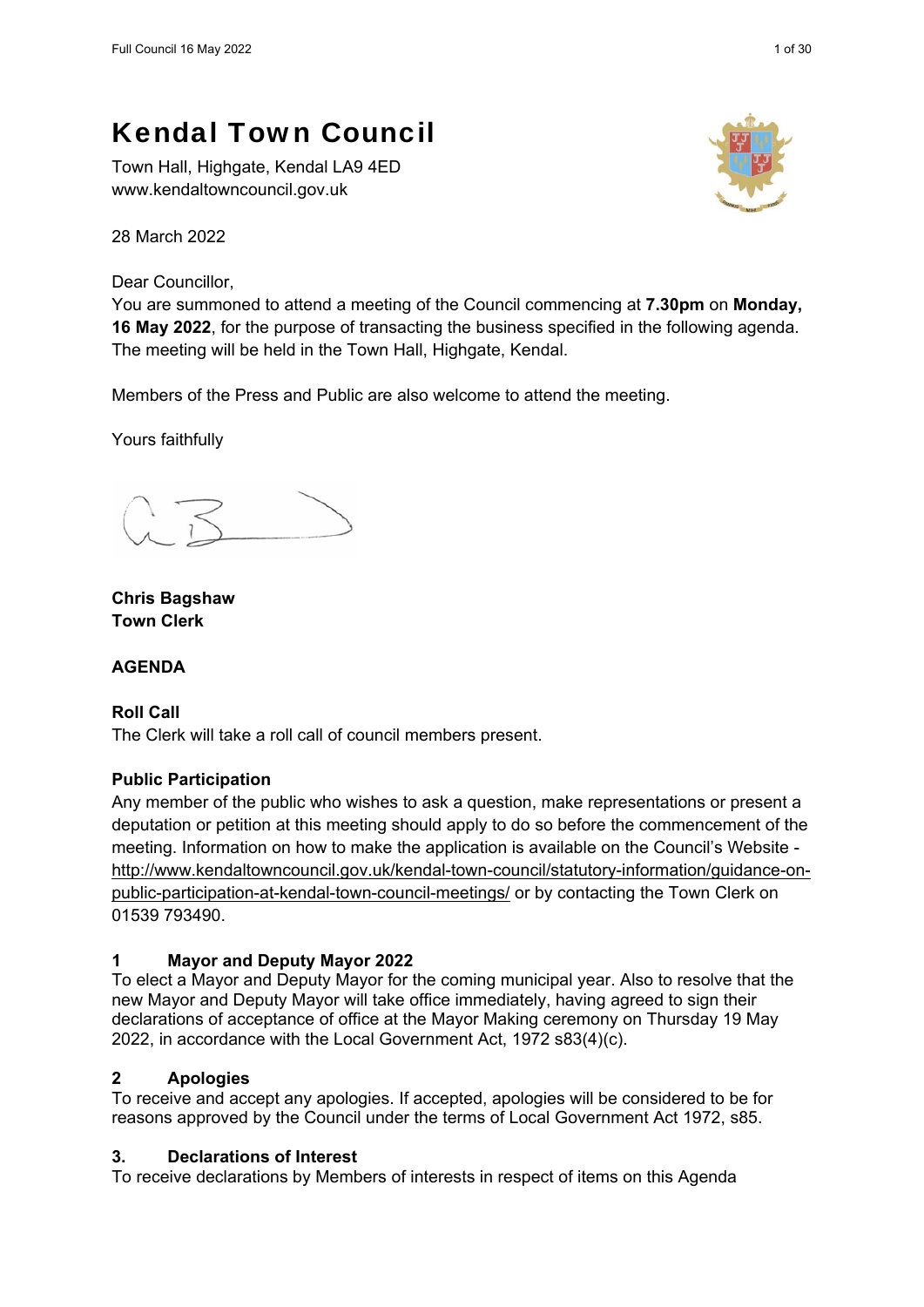# Kendal Town Council

Town Hall, Highgate, Kendal LA9 4ED
www.kendaltowncouncil.gov.uk

28 March 2022

Dear Councillor,
You are summoned to attend a meeting of the Council commencing at **7.30pm** on **Monday, 16 May 2022**, for the purpose of transacting the business specified in the following agenda. The meeting will be held in the Town Hall, Highgate, Kendal.

Members of the Press and Public are also welcome to attend the meeting.

Yours faithfully

**Chris Bagshaw**
**Town Clerk**

**AGENDA**

**Roll Call**
The Clerk will take a roll call of council members present.

**Public Participation**
Any member of the public who wishes to ask a question, make representations or present a deputation or petition at this meeting should apply to do so before the commencement of the meeting. Information on how to make the application is available on the Council's Website - http://www.kendaltowncouncil.gov.uk/kendal-town-council/statutory-information/guidance-on-public-participation-at-kendal-town-council-meetings/ or by contacting the Town Clerk on 01539 793490.

**1 Mayor and Deputy Mayor 2022**
To elect a Mayor and Deputy Mayor for the coming municipal year. Also to resolve that the new Mayor and Deputy Mayor will take office immediately, having agreed to sign their declarations of acceptance of office at the Mayor Making ceremony on Thursday 19 May 2022, in accordance with the Local Government Act, 1972 s83(4)(c).

**2 Apologies**
To receive and accept any apologies. If accepted, apologies will be considered to be for reasons approved by the Council under the terms of Local Government Act 1972, s85.

**3. Declarations of Interest**
To receive declarations by Members of interests in respect of items on this Agenda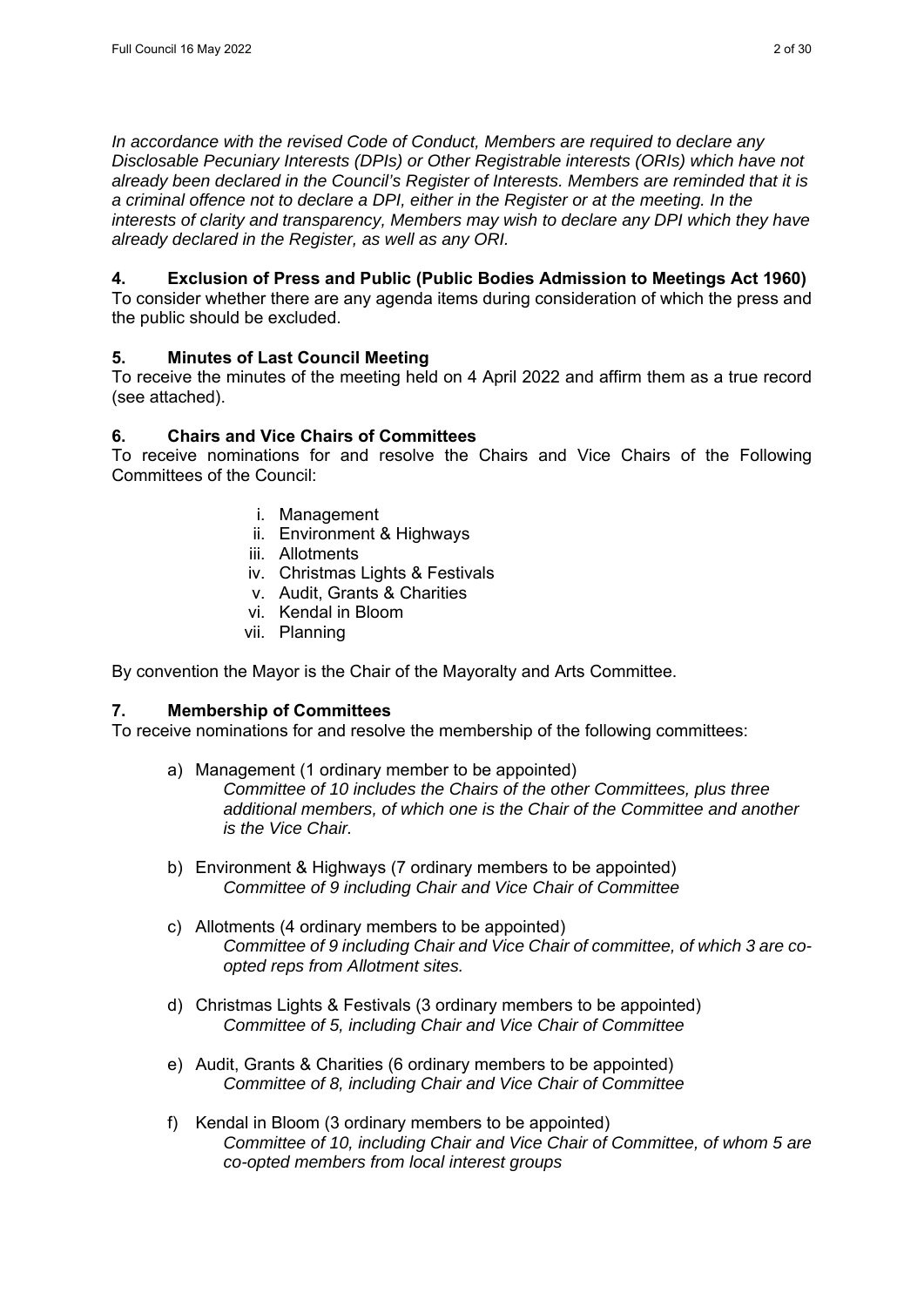*In accordance with the revised Code of Conduct, Members are required to declare any Disclosable Pecuniary Interests (DPIs) or Other Registrable interests (ORIs) which have not already been declared in the Council's Register of Interests. Members are reminded that it is a criminal offence not to declare a DPI, either in the Register or at the meeting. In the interests of clarity and transparency, Members may wish to declare any DPI which they have already declared in the Register, as well as any ORI.*

**4. Exclusion of Press and Public (Public Bodies Admission to Meetings Act 1960)**

To consider whether there are any agenda items during consideration of which the press and the public should be excluded.

**5. Minutes of Last Council Meeting**

To receive the minutes of the meeting held on 4 April 2022 and affirm them as a true record (see attached).

**6. Chairs and Vice Chairs of Committees**

To receive nominations for and resolve the Chairs and Vice Chairs of the Following Committees of the Council:

i. Management
ii. Environment & Highways
iii. Allotments
iv. Christmas Lights & Festivals
v. Audit, Grants & Charities
vi. Kendal in Bloom
vii. Planning

By convention the Mayor is the Chair of the Mayoralty and Arts Committee.

**7. Membership of Committees**

To receive nominations for and resolve the membership of the following committees:

a) Management (1 ordinary member to be appointed)
   *Committee of 10 includes the Chairs of the other Committees, plus three additional members, of which one is the Chair of the Committee and another is the Vice Chair.*

b) Environment & Highways (7 ordinary members to be appointed)
   *Committee of 9 including Chair and Vice Chair of Committee*

c) Allotments (4 ordinary members to be appointed)
   *Committee of 9 including Chair and Vice Chair of committee, of which 3 are co-opted reps from Allotment sites.*

d) Christmas Lights & Festivals (3 ordinary members to be appointed)
   *Committee of 5, including Chair and Vice Chair of Committee*

e) Audit, Grants & Charities (6 ordinary members to be appointed)
   *Committee of 8, including Chair and Vice Chair of Committee*

f) Kendal in Bloom (3 ordinary members to be appointed)
   *Committee of 10, including Chair and Vice Chair of Committee, of whom 5 are co-opted members from local interest groups*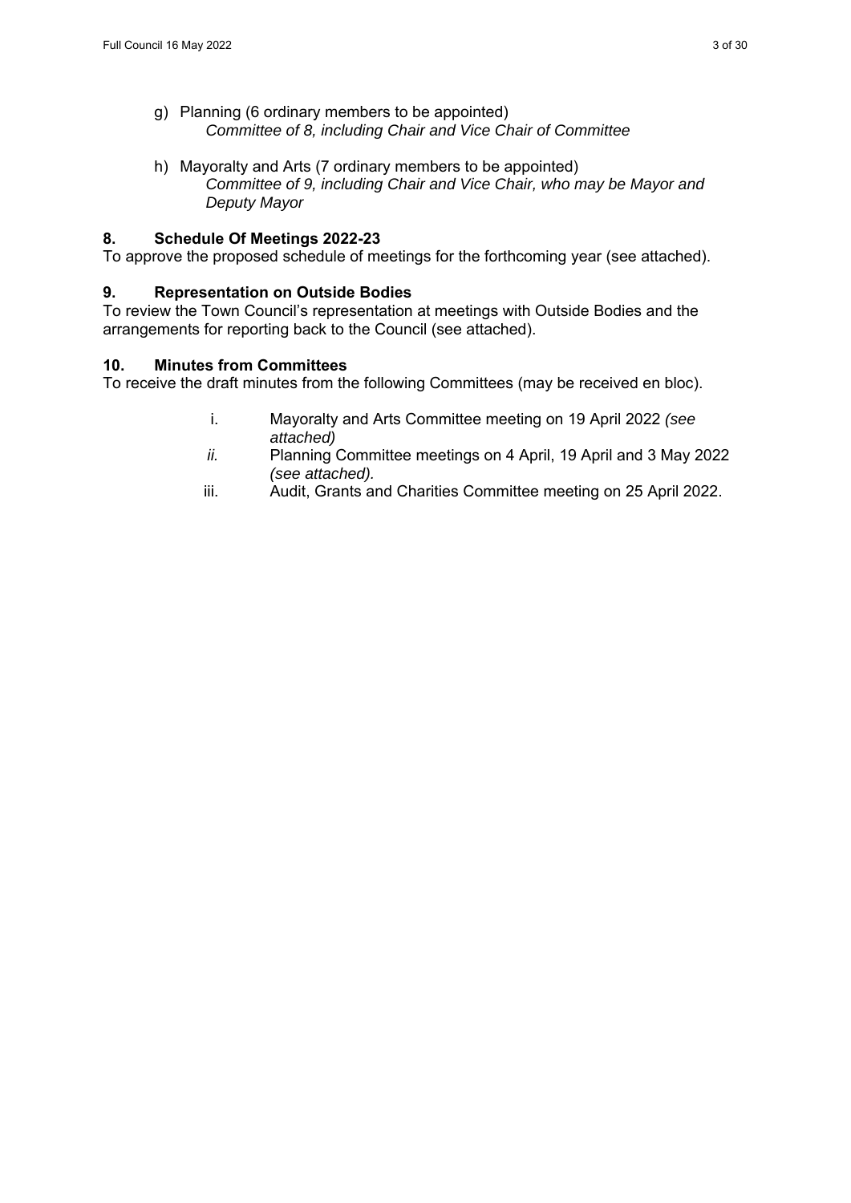g) Planning (6 ordinary members to be appointed)
   *Committee of 8, including Chair and Vice Chair of Committee*

h) Mayoralty and Arts (7 ordinary members to be appointed)
   *Committee of 9, including Chair and Vice Chair, who may be Mayor and Deputy Mayor*

## 8. Schedule Of Meetings 2022-23

To approve the proposed schedule of meetings for the forthcoming year (see attached).

## 9. Representation on Outside Bodies

To review the Town Council's representation at meetings with Outside Bodies and the arrangements for reporting back to the Council (see attached).

## 10. Minutes from Committees

To receive the draft minutes from the following Committees (may be received en bloc).

i. Mayoralty and Arts Committee meeting on 19 April 2022 *(see attached)*

*ii.* Planning Committee meetings on 4 April, 19 April and 3 May 2022 *(see attached).*

iii. Audit, Grants and Charities Committee meeting on 25 April 2022.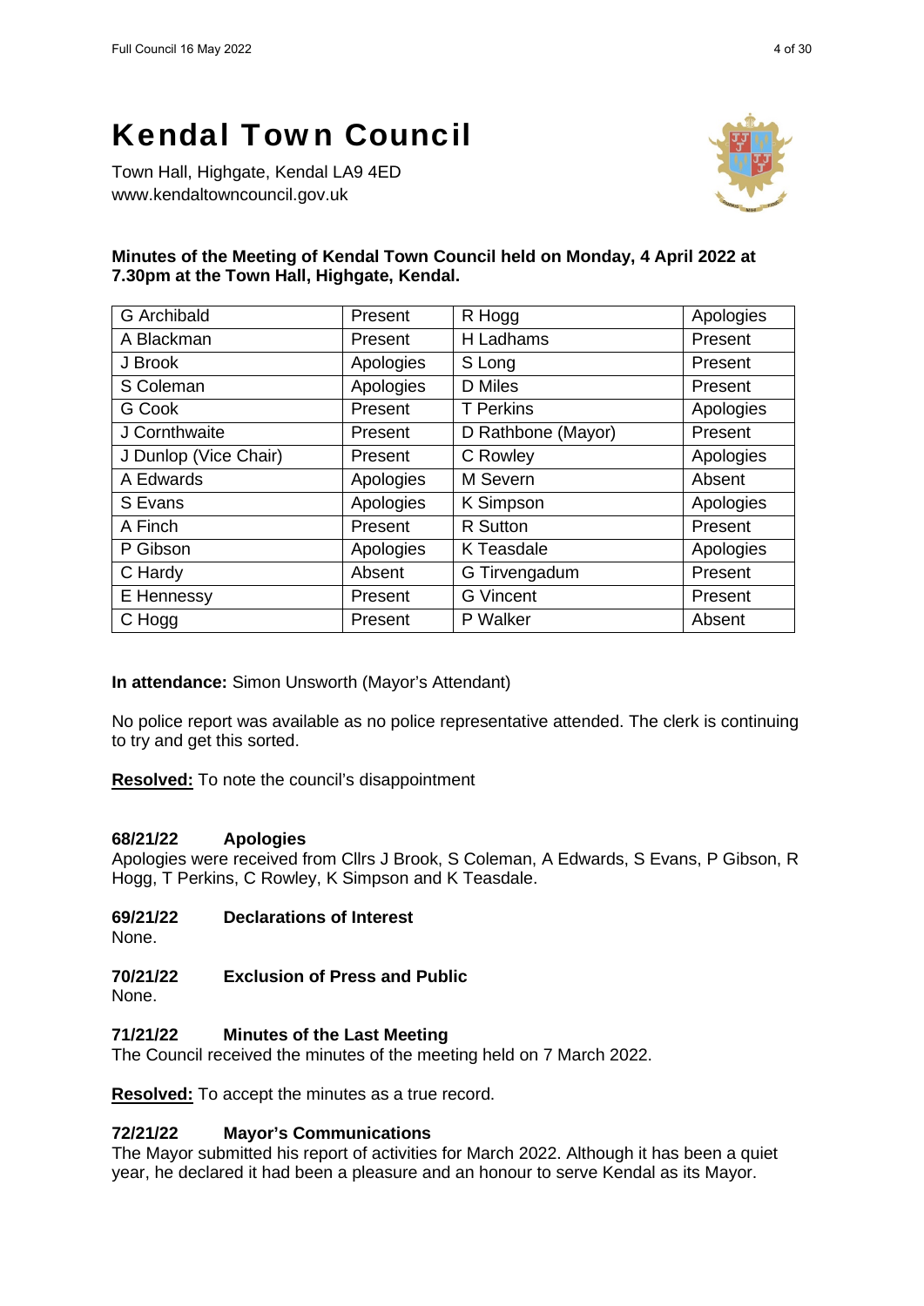# Kendal Town Council

Town Hall, Highgate, Kendal LA9 4ED
www.kendaltowncouncil.gov.uk

**Minutes of the Meeting of Kendal Town Council held on Monday, 4 April 2022 at 7.30pm at the Town Hall, Highgate, Kendal.**

| | | | |
|---|---|---|---|
| G Archibald | Present | R Hogg | Apologies |
| A Blackman | Present | H Ladhams | Present |
| J Brook | Apologies | S Long | Present |
| S Coleman | Apologies | D Miles | Present |
| G Cook | Present | T Perkins | Apologies |
| J Cornthwaite | Present | D Rathbone (Mayor) | Present |
| J Dunlop (Vice Chair) | Present | C Rowley | Apologies |
| A Edwards | Apologies | M Severn | Absent |
| S Evans | Apologies | K Simpson | Apologies |
| A Finch | Present | R Sutton | Present |
| P Gibson | Apologies | K Teasdale | Apologies |
| C Hardy | Absent | G Tirvengadum | Present |
| E Hennessy | Present | G Vincent | Present |
| C Hogg | Present | P Walker | Absent |

**In attendance:** Simon Unsworth (Mayor's Attendant)

No police report was available as no police representative attended. The clerk is continuing to try and get this sorted.

**Resolved:** To note the council's disappointment

### 68/21/22 Apologies

Apologies were received from Cllrs J Brook, S Coleman, A Edwards, S Evans, P Gibson, R Hogg, T Perkins, C Rowley, K Simpson and K Teasdale.

### 69/21/22 Declarations of Interest

None.

### 70/21/22 Exclusion of Press and Public

None.

### 71/21/22 Minutes of the Last Meeting

The Council received the minutes of the meeting held on 7 March 2022.

**Resolved:** To accept the minutes as a true record.

### 72/21/22 Mayor's Communications

The Mayor submitted his report of activities for March 2022. Although it has been a quiet year, he declared it had been a pleasure and an honour to serve Kendal as its Mayor.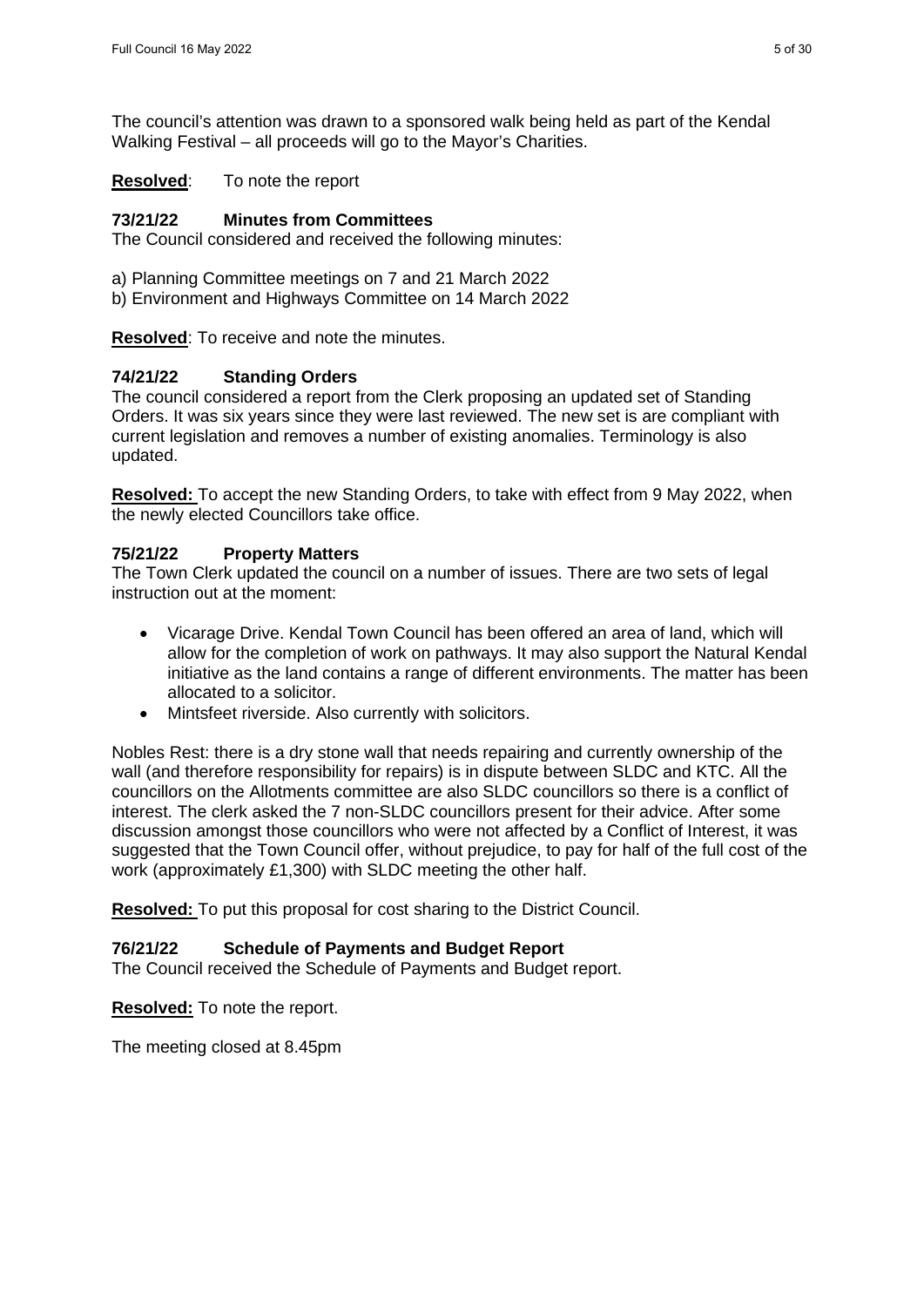The council's attention was drawn to a sponsored walk being held as part of the Kendal Walking Festival – all proceeds will go to the Mayor's Charities.

**Resolved**: To note the report

### 73/21/22 Minutes from Committees

The Council considered and received the following minutes:

a) Planning Committee meetings on 7 and 21 March 2022
b) Environment and Highways Committee on 14 March 2022

**Resolved**: To receive and note the minutes.

### 74/21/22 Standing Orders

The council considered a report from the Clerk proposing an updated set of Standing Orders. It was six years since they were last reviewed. The new set is are compliant with current legislation and removes a number of existing anomalies. Terminology is also updated.

**Resolved:** To accept the new Standing Orders, to take with effect from 9 May 2022, when the newly elected Councillors take office.

### 75/21/22 Property Matters

The Town Clerk updated the council on a number of issues. There are two sets of legal instruction out at the moment:

- Vicarage Drive. Kendal Town Council has been offered an area of land, which will allow for the completion of work on pathways. It may also support the Natural Kendal initiative as the land contains a range of different environments. The matter has been allocated to a solicitor.
- Mintsfeet riverside. Also currently with solicitors.

Nobles Rest: there is a dry stone wall that needs repairing and currently ownership of the wall (and therefore responsibility for repairs) is in dispute between SLDC and KTC. All the councillors on the Allotments committee are also SLDC councillors so there is a conflict of interest. The clerk asked the 7 non-SLDC councillors present for their advice. After some discussion amongst those councillors who were not affected by a Conflict of Interest, it was suggested that the Town Council offer, without prejudice, to pay for half of the full cost of the work (approximately £1,300) with SLDC meeting the other half.

**Resolved:** To put this proposal for cost sharing to the District Council.

### 76/21/22 Schedule of Payments and Budget Report

The Council received the Schedule of Payments and Budget report.

**Resolved:** To note the report.

The meeting closed at 8.45pm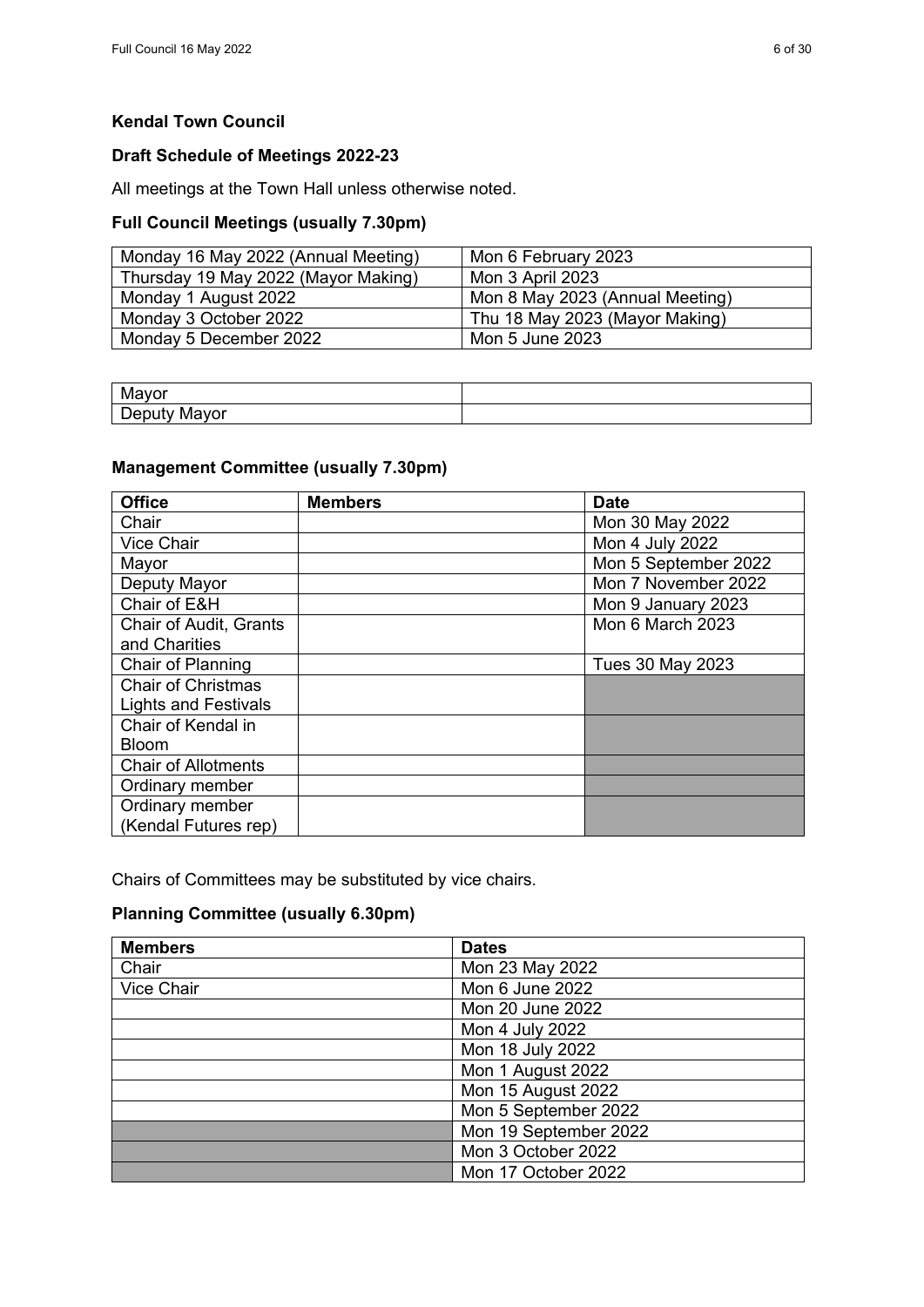**Kendal Town Council**

**Draft Schedule of Meetings 2022-23**

All meetings at the Town Hall unless otherwise noted.

**Full Council Meetings (usually 7.30pm)**

| | |
|---|---|
| Monday 16 May 2022 (Annual Meeting) | Mon 6 February 2023 |
| Thursday 19 May 2022 (Mayor Making) | Mon 3 April 2023 |
| Monday 1 August 2022 | Mon 8 May 2023 (Annual Meeting) |
| Monday 3 October 2022 | Thu 18 May 2023 (Mayor Making) |
| Monday 5 December 2022 | Mon 5 June 2023 |

| | |
|---|---|
| Mayor | |
| Deputy Mayor | |

**Management Committee (usually 7.30pm)**

| Office | Members | Date |
|---|---|---|
| Chair | | Mon 30 May 2022 |
| Vice Chair | | Mon 4 July 2022 |
| Mayor | | Mon 5 September 2022 |
| Deputy Mayor | | Mon 7 November 2022 |
| Chair of E&H | | Mon 9 January 2023 |
| Chair of Audit, Grants and Charities | | Mon 6 March 2023 |
| Chair of Planning | | Tues 30 May 2023 |
| Chair of Christmas Lights and Festivals | | |
| Chair of Kendal in Bloom | | |
| Chair of Allotments | | |
| Ordinary member | | |
| Ordinary member (Kendal Futures rep) | | |

Chairs of Committees may be substituted by vice chairs.

**Planning Committee (usually 6.30pm)**

| Members | Dates |
|---|---|
| Chair | Mon 23 May 2022 |
| Vice Chair | Mon 6 June 2022 |
| | Mon 20 June 2022 |
| | Mon 4 July 2022 |
| | Mon 18 July 2022 |
| | Mon 1 August 2022 |
| | Mon 15 August 2022 |
| | Mon 5 September 2022 |
| | Mon 19 September 2022 |
| | Mon 3 October 2022 |
| | Mon 17 October 2022 |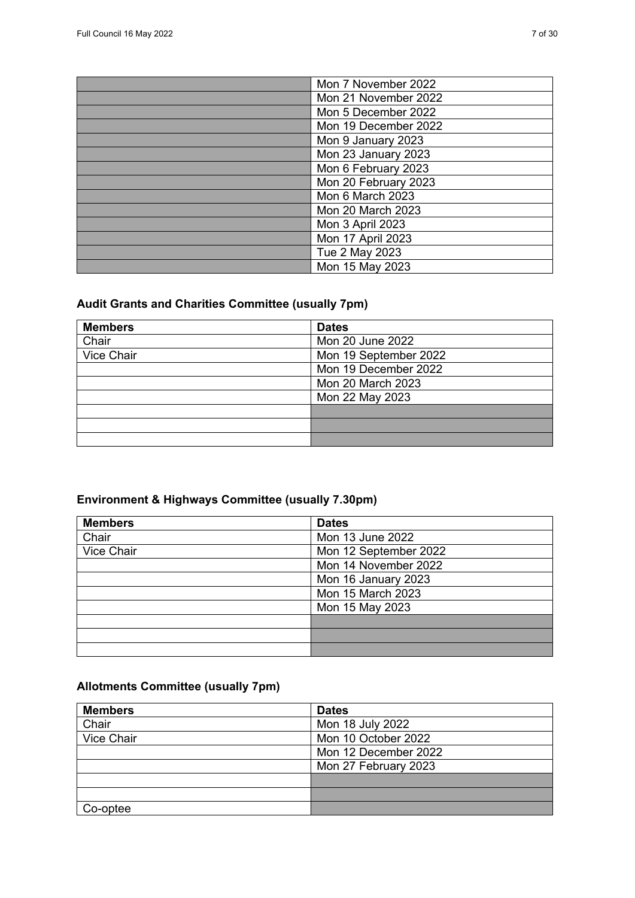| | |
|---|---|
| | Mon 7 November 2022 |
| | Mon 21 November 2022 |
| | Mon 5 December 2022 |
| | Mon 19 December 2022 |
| | Mon 9 January 2023 |
| | Mon 23 January 2023 |
| | Mon 6 February 2023 |
| | Mon 20 February 2023 |
| | Mon 6 March 2023 |
| | Mon 20 March 2023 |
| | Mon 3 April 2023 |
| | Mon 17 April 2023 |
| | Tue 2 May 2023 |
| | Mon 15 May 2023 |

## Audit Grants and Charities Committee (usually 7pm)

| Members | Dates |
|---|---|
| Chair | Mon 20 June 2022 |
| Vice Chair | Mon 19 September 2022 |
| | Mon 19 December 2022 |
| | Mon 20 March 2023 |
| | Mon 22 May 2023 |
| | |
| | |
| | |

## Environment & Highways Committee (usually 7.30pm)

| Members | Dates |
|---|---|
| Chair | Mon 13 June 2022 |
| Vice Chair | Mon 12 September 2022 |
| | Mon 14 November 2022 |
| | Mon 16 January 2023 |
| | Mon 15 March 2023 |
| | Mon 15 May 2023 |
| | |
| | |
| | |

## Allotments Committee (usually 7pm)

| Members | Dates |
|---|---|
| Chair | Mon 18 July 2022 |
| Vice Chair | Mon 10 October 2022 |
| | Mon 12 December 2022 |
| | Mon 27 February 2023 |
| | |
| | |
| Co-optee | |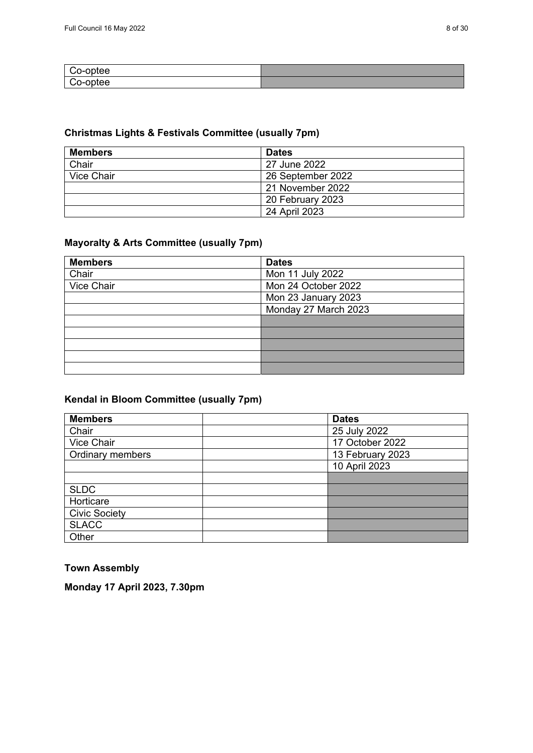| Co-optee | |
|---|---|
| Co-optee | |

**Christmas Lights & Festivals Committee (usually 7pm)**

| Members | Dates |
|---|---|
| Chair | 27 June 2022 |
| Vice Chair | 26 September 2022 |
| | 21 November 2022 |
| | 20 February 2023 |
| | 24 April 2023 |

**Mayoralty & Arts Committee (usually 7pm)**

| Members | Dates |
|---|---|
| Chair | Mon 11 July 2022 |
| Vice Chair | Mon 24 October 2022 |
| | Mon 23 January 2023 |
| | Monday 27 March 2023 |
| | |
| | |
| | |
| | |
| | |

**Kendal in Bloom Committee (usually 7pm)**

| Members | | Dates |
|---|---|---|
| Chair | | 25 July 2022 |
| Vice Chair | | 17 October 2022 |
| Ordinary members | | 13 February 2023 |
| | | 10 April 2023 |
| | | |
| SLDC | | |
| Horticare | | |
| Civic Society | | |
| SLACC | | |
| Other | | |

**Town Assembly**

**Monday 17 April 2023, 7.30pm**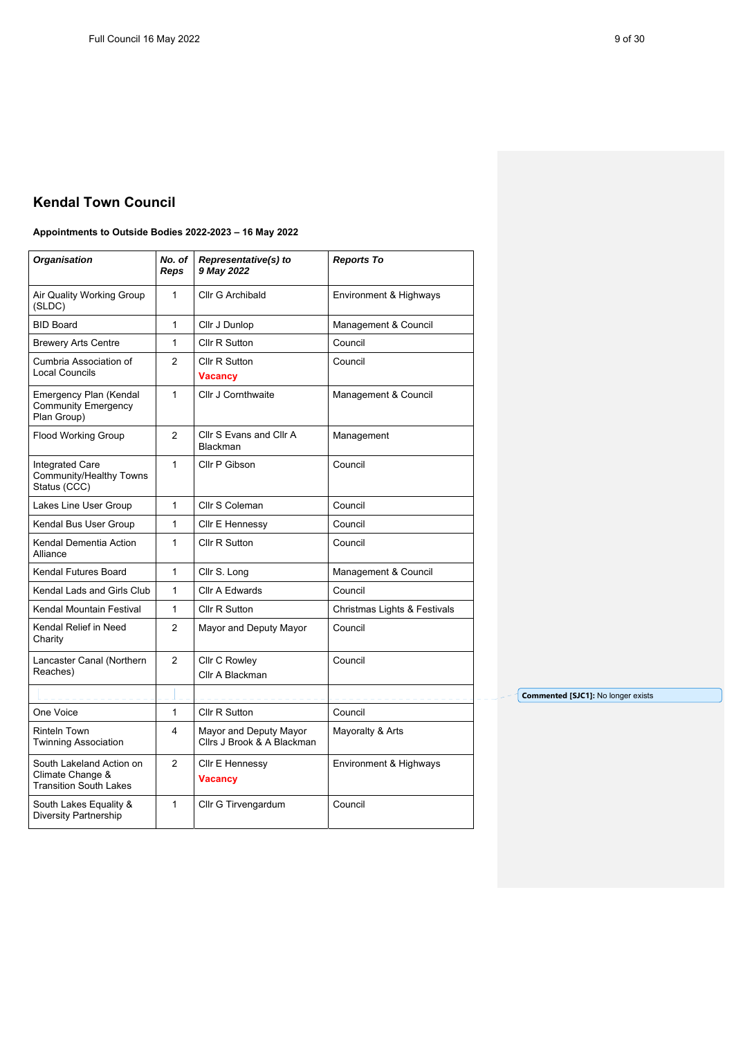# Kendal Town Council

**Appointments to Outside Bodies 2022-2023 – 16 May 2022**

| ***Organisation*** | ***No. of Reps*** | ***Representative(s) to 9 May 2022*** | ***Reports To*** |
|---|---|---|---|
| Air Quality Working Group (SLDC) | 1 | Cllr G Archibald | Environment & Highways |
| BID Board | 1 | Cllr J Dunlop | Management & Council |
| Brewery Arts Centre | 1 | Cllr R Sutton | Council |
| Cumbria Association of Local Councils | 2 | Cllr R Sutton<br>**Vacancy** | Council |
| Emergency Plan (Kendal Community Emergency Plan Group) | 1 | Cllr J Cornthwaite | Management & Council |
| Flood Working Group | 2 | Cllr S Evans and Cllr A Blackman | Management |
| Integrated Care Community/Healthy Towns Status (CCC) | 1 | Cllr P Gibson | Council |
| Lakes Line User Group | 1 | Cllr S Coleman | Council |
| Kendal Bus User Group | 1 | Cllr E Hennessy | Council |
| Kendal Dementia Action Alliance | 1 | Cllr R Sutton | Council |
| Kendal Futures Board | 1 | Cllr S. Long | Management & Council |
| Kendal Lads and Girls Club | 1 | Cllr A Edwards | Council |
| Kendal Mountain Festival | 1 | Cllr R Sutton | Christmas Lights & Festivals |
| Kendal Relief in Need Charity | 2 | Mayor and Deputy Mayor | Council |
| Lancaster Canal (Northern Reaches) | 2 | Cllr C Rowley<br>Cllr A Blackman | Council |
| | | | |
| One Voice | 1 | Cllr R Sutton | Council |
| Rinteln Town Twinning Association | 4 | Mayor and Deputy Mayor Cllrs J Brook & A Blackman | Mayoralty & Arts |
| South Lakeland Action on Climate Change & Transition South Lakes | 2 | Cllr E Hennessy<br>**Vacancy** | Environment & Highways |
| South Lakes Equality & Diversity Partnership | 1 | Cllr G Tirvengardum | Council |

**Commented [SJC1]:** No longer exists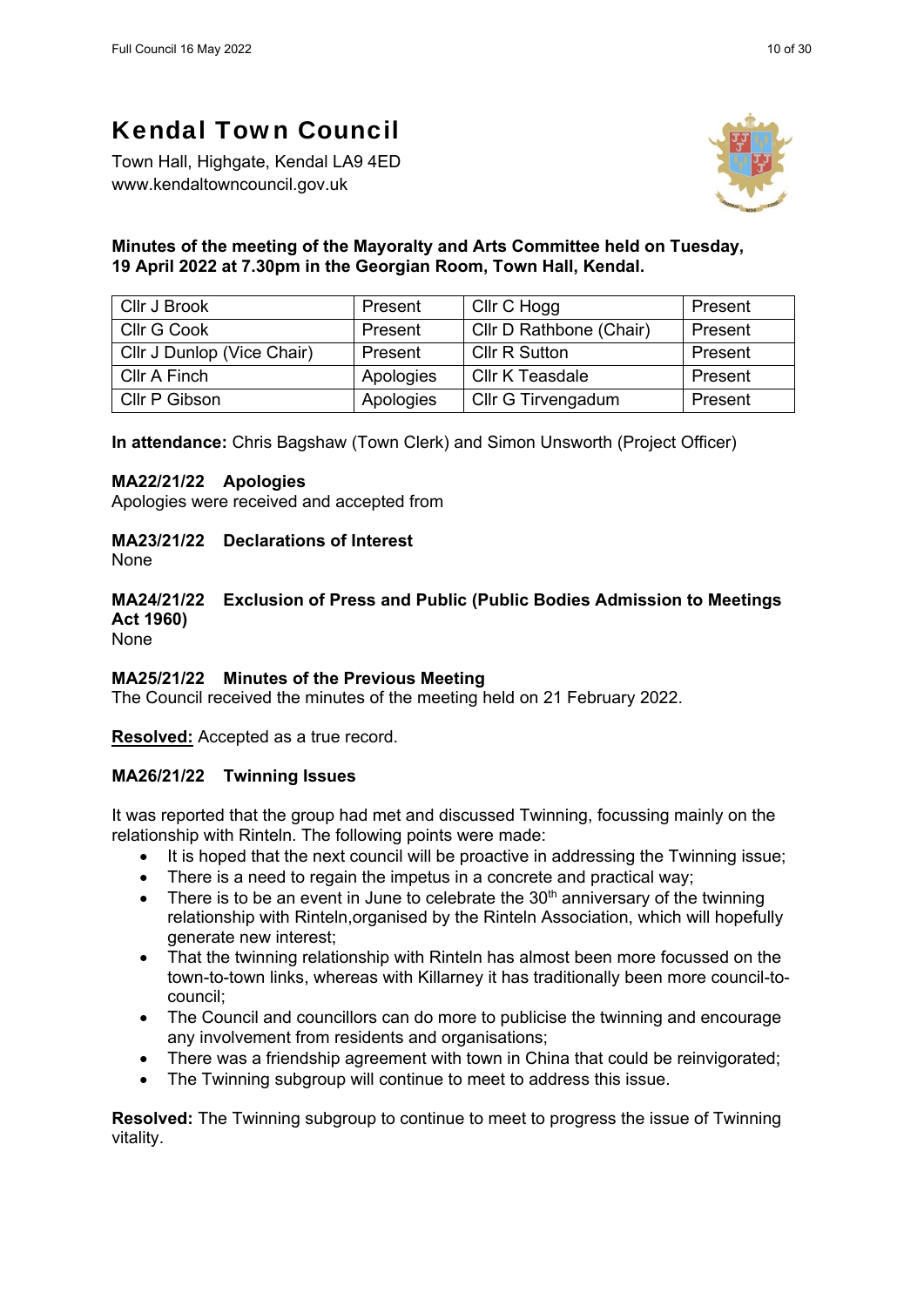# Kendal Town Council

Town Hall, Highgate, Kendal LA9 4ED
www.kendaltowncouncil.gov.uk

**Minutes of the meeting of the Mayoralty and Arts Committee held on Tuesday, 19 April 2022 at 7.30pm in the Georgian Room, Town Hall, Kendal.**

| Cllr J Brook | Present | Cllr C Hogg | Present |
|---|---|---|---|
| Cllr G Cook | Present | Cllr D Rathbone (Chair) | Present |
| Cllr J Dunlop (Vice Chair) | Present | Cllr R Sutton | Present |
| Cllr A Finch | Apologies | Cllr K Teasdale | Present |
| Cllr P Gibson | Apologies | Cllr G Tirvengadum | Present |

**In attendance:** Chris Bagshaw (Town Clerk) and Simon Unsworth (Project Officer)

**MA22/21/22 Apologies**
Apologies were received and accepted from

**MA23/21/22 Declarations of Interest**
None

**MA24/21/22 Exclusion of Press and Public (Public Bodies Admission to Meetings Act 1960)**
None

**MA25/21/22 Minutes of the Previous Meeting**
The Council received the minutes of the meeting held on 21 February 2022.

**Resolved:** Accepted as a true record.

**MA26/21/22 Twinning Issues**

It was reported that the group had met and discussed Twinning, focussing mainly on the relationship with Rinteln. The following points were made:

- It is hoped that the next council will be proactive in addressing the Twinning issue;
- There is a need to regain the impetus in a concrete and practical way;
- There is to be an event in June to celebrate the 30th anniversary of the twinning relationship with Rinteln,organised by the Rinteln Association, which will hopefully generate new interest;
- That the twinning relationship with Rinteln has almost been more focussed on the town-to-town links, whereas with Killarney it has traditionally been more council-to-council;
- The Council and councillors can do more to publicise the twinning and encourage any involvement from residents and organisations;
- There was a friendship agreement with town in China that could be reinvigorated;
- The Twinning subgroup will continue to meet to address this issue.

**Resolved:** The Twinning subgroup to continue to meet to progress the issue of Twinning vitality.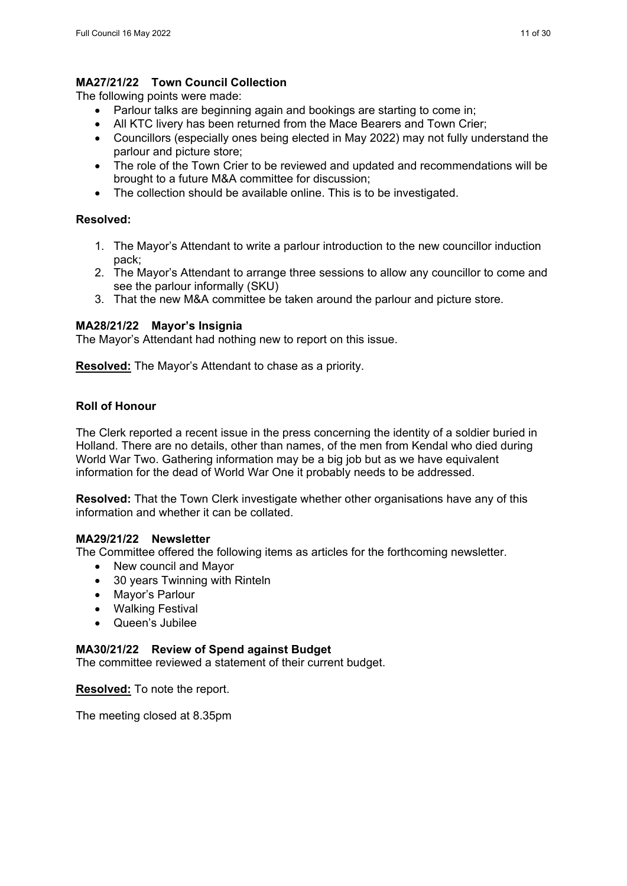### MA27/21/22 Town Council Collection

The following points were made:

- Parlour talks are beginning again and bookings are starting to come in;
- All KTC livery has been returned from the Mace Bearers and Town Crier;
- Councillors (especially ones being elected in May 2022) may not fully understand the parlour and picture store;
- The role of the Town Crier to be reviewed and updated and recommendations will be brought to a future M&A committee for discussion;
- The collection should be available online. This is to be investigated.

**Resolved:**

1. The Mayor's Attendant to write a parlour introduction to the new councillor induction pack;
2. The Mayor's Attendant to arrange three sessions to allow any councillor to come and see the parlour informally (SKU)
3. That the new M&A committee be taken around the parlour and picture store.

### MA28/21/22 Mayor's Insignia

The Mayor's Attendant had nothing new to report on this issue.

**Resolved:** The Mayor's Attendant to chase as a priority.

### Roll of Honour

The Clerk reported a recent issue in the press concerning the identity of a soldier buried in Holland. There are no details, other than names, of the men from Kendal who died during World War Two. Gathering information may be a big job but as we have equivalent information for the dead of World War One it probably needs to be addressed.

**Resolved:** That the Town Clerk investigate whether other organisations have any of this information and whether it can be collated.

### MA29/21/22 Newsletter

The Committee offered the following items as articles for the forthcoming newsletter.

- New council and Mayor
- 30 years Twinning with Rinteln
- Mayor's Parlour
- Walking Festival
- Queen's Jubilee

### MA30/21/22 Review of Spend against Budget

The committee reviewed a statement of their current budget.

**Resolved:** To note the report.

The meeting closed at 8.35pm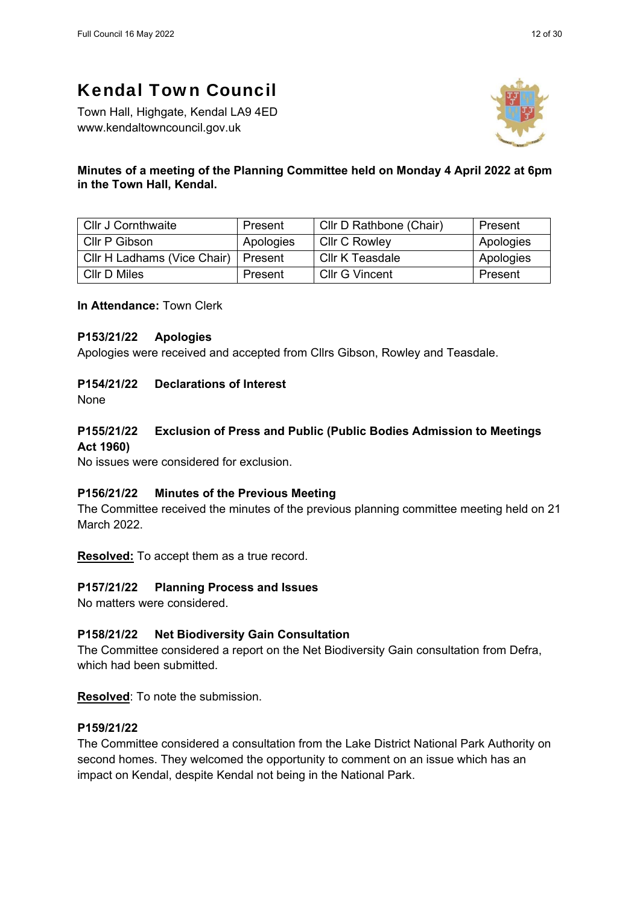# Kendal Town Council

Town Hall, Highgate, Kendal LA9 4ED
www.kendaltowncouncil.gov.uk

**Minutes of a meeting of the Planning Committee held on Monday 4 April 2022 at 6pm in the Town Hall, Kendal.**

| | | | |
|---|---|---|---|
| Cllr J Cornthwaite | Present | Cllr D Rathbone (Chair) | Present |
| Cllr P Gibson | Apologies | Cllr C Rowley | Apologies |
| Cllr H Ladhams (Vice Chair) | Present | Cllr K Teasdale | Apologies |
| Cllr D Miles | Present | Cllr G Vincent | Present |

**In Attendance:** Town Clerk

### P153/21/22 Apologies

Apologies were received and accepted from Cllrs Gibson, Rowley and Teasdale.

### P154/21/22 Declarations of Interest

None

### P155/21/22 Exclusion of Press and Public (Public Bodies Admission to Meetings Act 1960)

No issues were considered for exclusion.

### P156/21/22 Minutes of the Previous Meeting

The Committee received the minutes of the previous planning committee meeting held on 21 March 2022.

**Resolved:** To accept them as a true record.

### P157/21/22 Planning Process and Issues

No matters were considered.

### P158/21/22 Net Biodiversity Gain Consultation

The Committee considered a report on the Net Biodiversity Gain consultation from Defra, which had been submitted.

**Resolved**: To note the submission.

### P159/21/22

The Committee considered a consultation from the Lake District National Park Authority on second homes. They welcomed the opportunity to comment on an issue which has an impact on Kendal, despite Kendal not being in the National Park.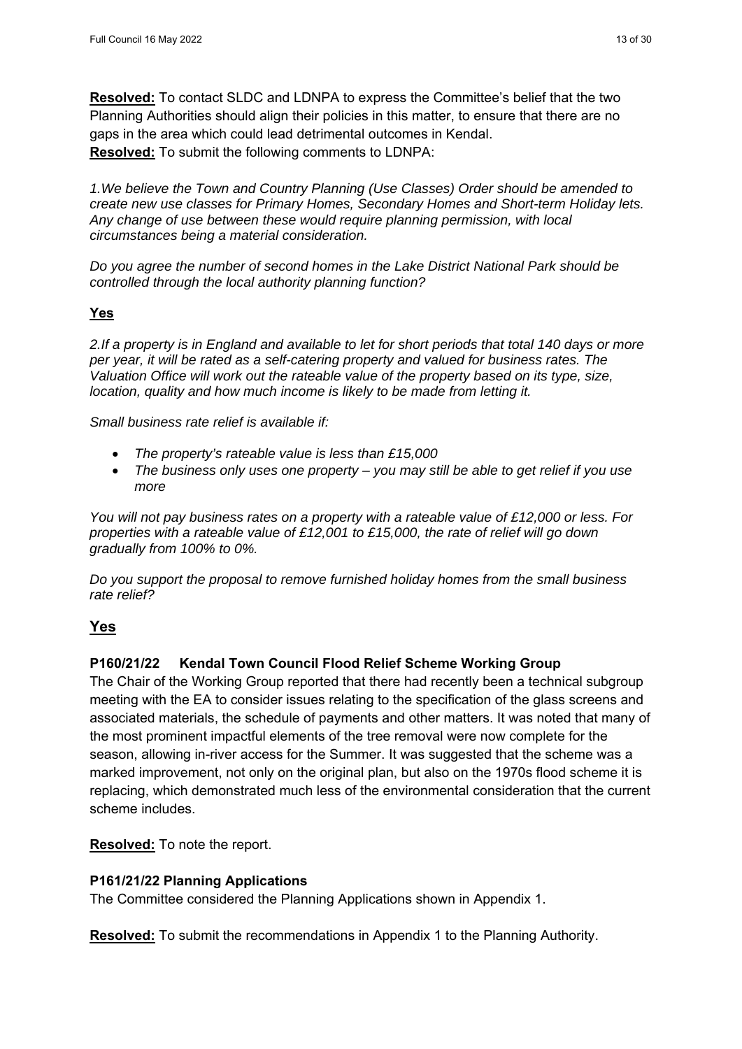**Resolved:** To contact SLDC and LDNPA to express the Committee's belief that the two Planning Authorities should align their policies in this matter, to ensure that there are no gaps in the area which could lead detrimental outcomes in Kendal.

**Resolved:** To submit the following comments to LDNPA:

*1.We believe the Town and Country Planning (Use Classes) Order should be amended to create new use classes for Primary Homes, Secondary Homes and Short-term Holiday lets. Any change of use between these would require planning permission, with local circumstances being a material consideration.*

*Do you agree the number of second homes in the Lake District National Park should be controlled through the local authority planning function?*

**Yes**

*2.If a property is in England and available to let for short periods that total 140 days or more per year, it will be rated as a self-catering property and valued for business rates. The Valuation Office will work out the rateable value of the property based on its type, size, location, quality and how much income is likely to be made from letting it.*

*Small business rate relief is available if:*

- *The property's rateable value is less than £15,000*
- *The business only uses one property – you may still be able to get relief if you use more*

*You will not pay business rates on a property with a rateable value of £12,000 or less. For properties with a rateable value of £12,001 to £15,000, the rate of relief will go down gradually from 100% to 0%.*

*Do you support the proposal to remove furnished holiday homes from the small business rate relief?*

**Yes**

### P160/21/22 Kendal Town Council Flood Relief Scheme Working Group

The Chair of the Working Group reported that there had recently been a technical subgroup meeting with the EA to consider issues relating to the specification of the glass screens and associated materials, the schedule of payments and other matters. It was noted that many of the most prominent impactful elements of the tree removal were now complete for the season, allowing in-river access for the Summer. It was suggested that the scheme was a marked improvement, not only on the original plan, but also on the 1970s flood scheme it is replacing, which demonstrated much less of the environmental consideration that the current scheme includes.

**Resolved:** To note the report.

### P161/21/22 Planning Applications

The Committee considered the Planning Applications shown in Appendix 1.

**Resolved:** To submit the recommendations in Appendix 1 to the Planning Authority.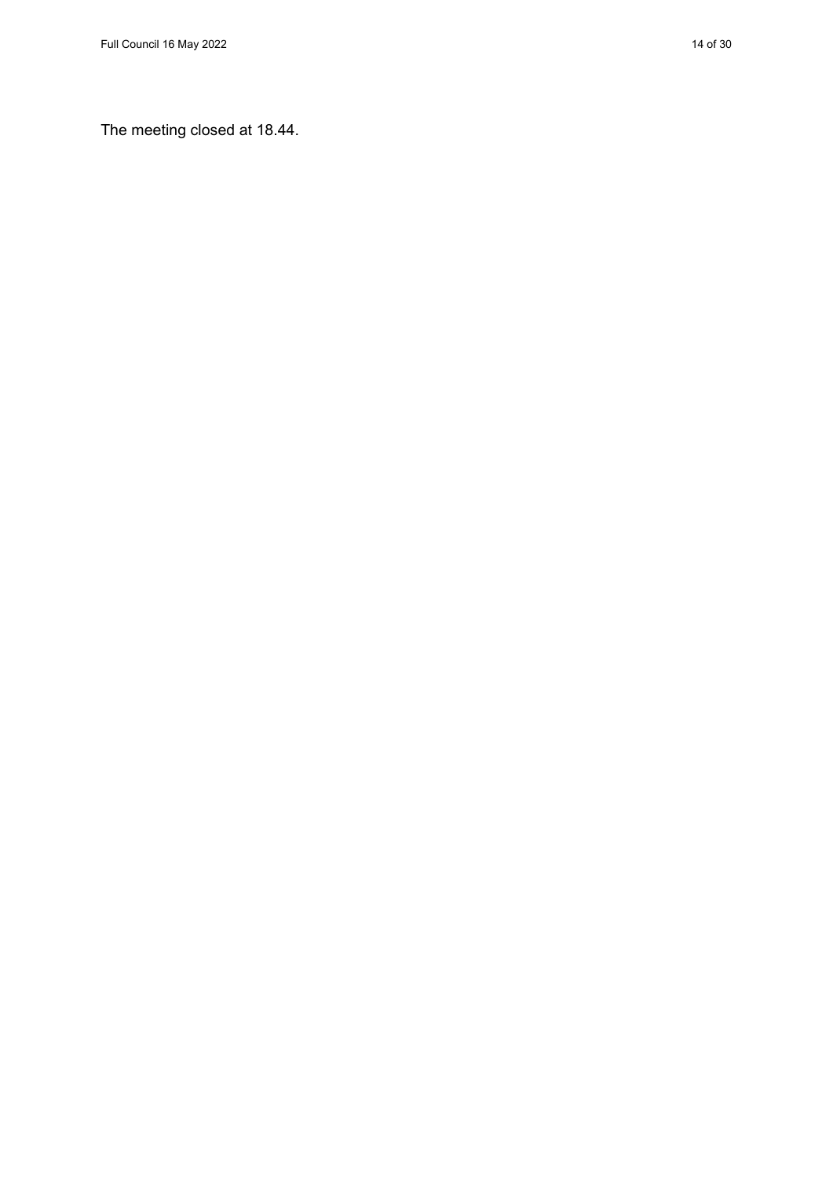The meeting closed at 18.44.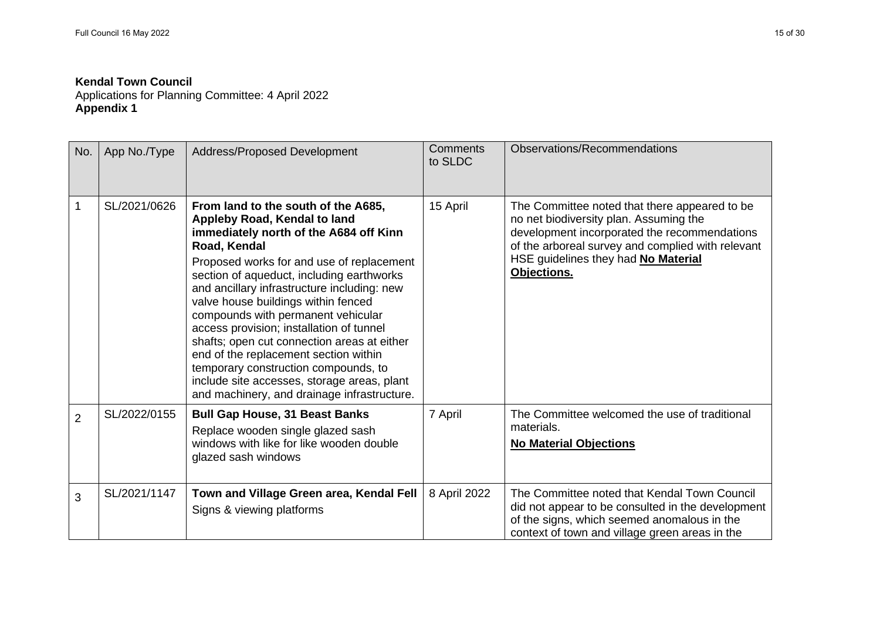**Kendal Town Council**
Applications for Planning Committee: 4 April 2022
**Appendix 1**

| No. | App No./Type | Address/Proposed Development | Comments to SLDC | Observations/Recommendations |
|---|---|---|---|---|
| 1 | SL/2021/0626 | **From land to the south of the A685, Appleby Road, Kendal to land immediately north of the A684 off Kinn Road, Kendal**<br>Proposed works for and use of replacement section of aqueduct, including earthworks and ancillary infrastructure including: new valve house buildings within fenced compounds with permanent vehicular access provision; installation of tunnel shafts; open cut connection areas at either end of the replacement section within temporary construction compounds, to include site accesses, storage areas, plant and machinery, and drainage infrastructure. | 15 April | The Committee noted that there appeared to be no net biodiversity plan. Assuming the development incorporated the recommendations of the arboreal survey and complied with relevant HSE guidelines they had <u>**No Material Objections.**</u> |
| 2 | SL/2022/0155 | **Bull Gap House, 31 Beast Banks**<br>Replace wooden single glazed sash windows with like for like wooden double glazed sash windows | 7 April | The Committee welcomed the use of traditional materials.<br><u>**No Material Objections**</u> |
| 3 | SL/2021/1147 | **Town and Village Green area, Kendal Fell**<br>Signs & viewing platforms | 8 April 2022 | The Committee noted that Kendal Town Council did not appear to be consulted in the development of the signs, which seemed anomalous in the context of town and village green areas in the |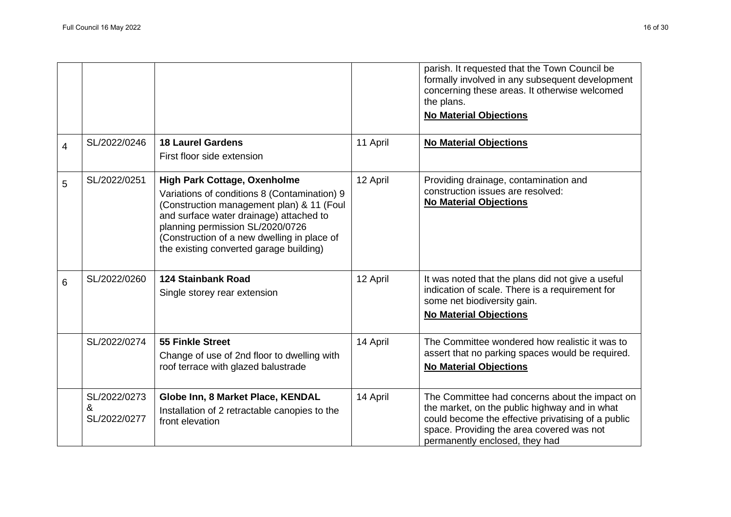|  |  |  |  |  |
|---|---|---|---|---|
|  |  |  |  | parish. It requested that the Town Council be formally involved in any subsequent development concerning these areas. It otherwise welcomed the plans.<br>**No Material Objections** |
| 4 | SL/2022/0246 | **18 Laurel Gardens**<br>First floor side extension | 11 April | **No Material Objections** |
| 5 | SL/2022/0251 | **High Park Cottage, Oxenholme**<br>Variations of conditions 8 (Contamination) 9 (Construction management plan) & 11 (Foul and surface water drainage) attached to planning permission SL/2020/0726 (Construction of a new dwelling in place of the existing converted garage building) | 12 April | Providing drainage, contamination and construction issues are resolved:<br>**No Material Objections** |
| 6 | SL/2022/0260 | **124 Stainbank Road**<br>Single storey rear extension | 12 April | It was noted that the plans did not give a useful indication of scale. There is a requirement for some net biodiversity gain.<br>**No Material Objections** |
|  | SL/2022/0274 | **55 Finkle Street**<br>Change of use of 2nd floor to dwelling with roof terrace with glazed balustrade | 14 April | The Committee wondered how realistic it was to assert that no parking spaces would be required.<br>**No Material Objections** |
|  | SL/2022/0273 & SL/2022/0277 | **Globe Inn, 8 Market Place, KENDAL**<br>Installation of 2 retractable canopies to the front elevation | 14 April | The Committee had concerns about the impact on the market, on the public highway and in what could become the effective privatising of a public space. Providing the area covered was not permanently enclosed, they had |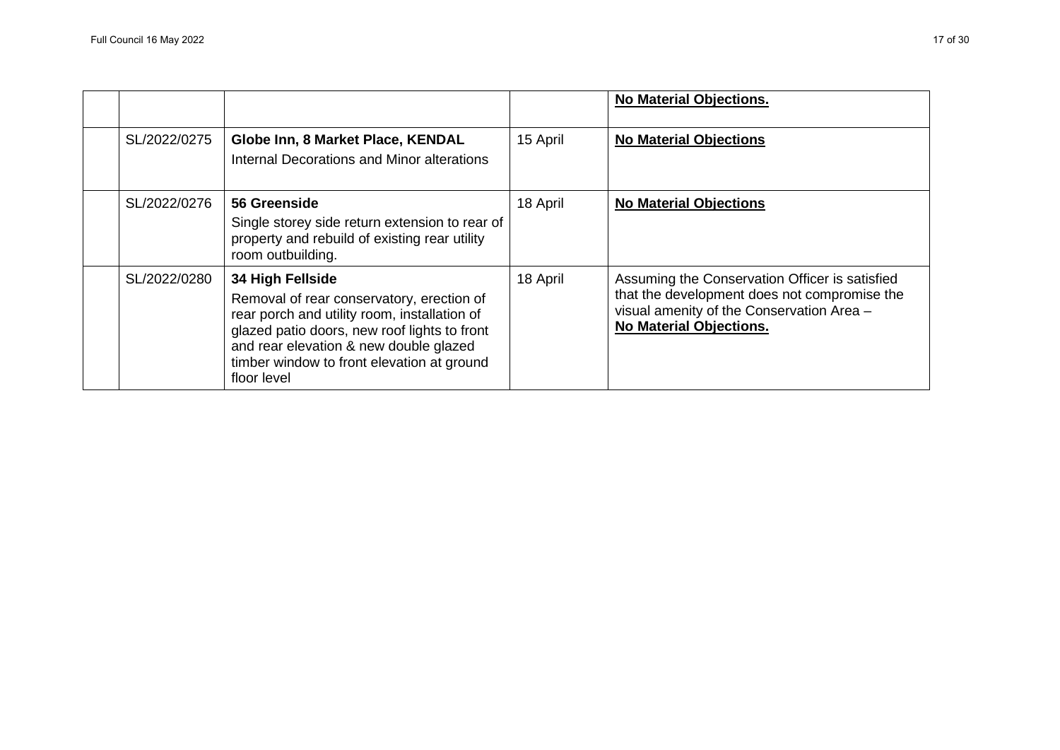| | | | | |
|---|---|---|---|---|
| | | | | **No Material Objections.** |
| | SL/2022/0275 | **Globe Inn, 8 Market Place, KENDAL**<br>Internal Decorations and Minor alterations | 15 April | **No Material Objections** |
| | SL/2022/0276 | **56 Greenside**<br>Single storey side return extension to rear of property and rebuild of existing rear utility room outbuilding. | 18 April | **No Material Objections** |
| | SL/2022/0280 | **34 High Fellside**<br>Removal of rear conservatory, erection of rear porch and utility room, installation of glazed patio doors, new roof lights to front and rear elevation & new double glazed timber window to front elevation at ground floor level | 18 April | Assuming the Conservation Officer is satisfied that the development does not compromise the visual amenity of the Conservation Area – **No Material Objections.** |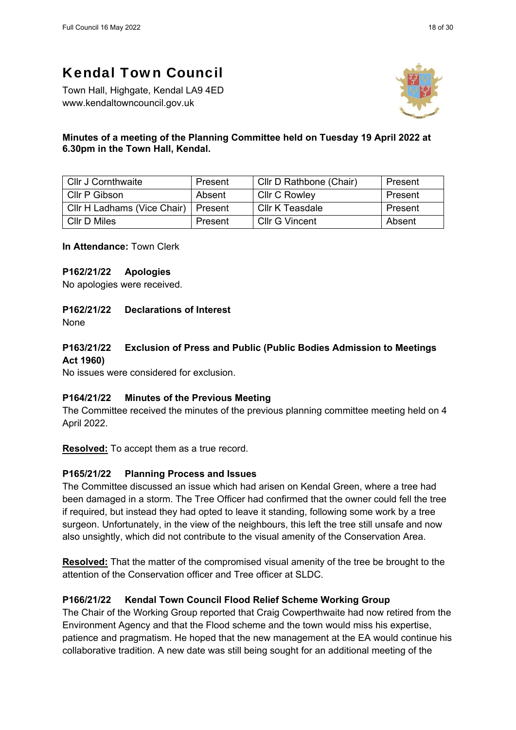# Kendal Town Council

Town Hall, Highgate, Kendal LA9 4ED
www.kendaltowncouncil.gov.uk

**Minutes of a meeting of the Planning Committee held on Tuesday 19 April 2022 at 6.30pm in the Town Hall, Kendal.**

| | | | |
|---|---|---|---|
| Cllr J Cornthwaite | Present | Cllr D Rathbone (Chair) | Present |
| Cllr P Gibson | Absent | Cllr C Rowley | Present |
| Cllr H Ladhams (Vice Chair) | Present | Cllr K Teasdale | Present |
| Cllr D Miles | Present | Cllr G Vincent | Absent |

**In Attendance:** Town Clerk

### P162/21/22 Apologies

No apologies were received.

### P162/21/22 Declarations of Interest

None

### P163/21/22 Exclusion of Press and Public (Public Bodies Admission to Meetings Act 1960)

No issues were considered for exclusion.

### P164/21/22 Minutes of the Previous Meeting

The Committee received the minutes of the previous planning committee meeting held on 4 April 2022.

**Resolved:** To accept them as a true record.

### P165/21/22 Planning Process and Issues

The Committee discussed an issue which had arisen on Kendal Green, where a tree had been damaged in a storm. The Tree Officer had confirmed that the owner could fell the tree if required, but instead they had opted to leave it standing, following some work by a tree surgeon. Unfortunately, in the view of the neighbours, this left the tree still unsafe and now also unsightly, which did not contribute to the visual amenity of the Conservation Area.

**Resolved:** That the matter of the compromised visual amenity of the tree be brought to the attention of the Conservation officer and Tree officer at SLDC.

### P166/21/22 Kendal Town Council Flood Relief Scheme Working Group

The Chair of the Working Group reported that Craig Cowperthwaite had now retired from the Environment Agency and that the Flood scheme and the town would miss his expertise, patience and pragmatism. He hoped that the new management at the EA would continue his collaborative tradition. A new date was still being sought for an additional meeting of the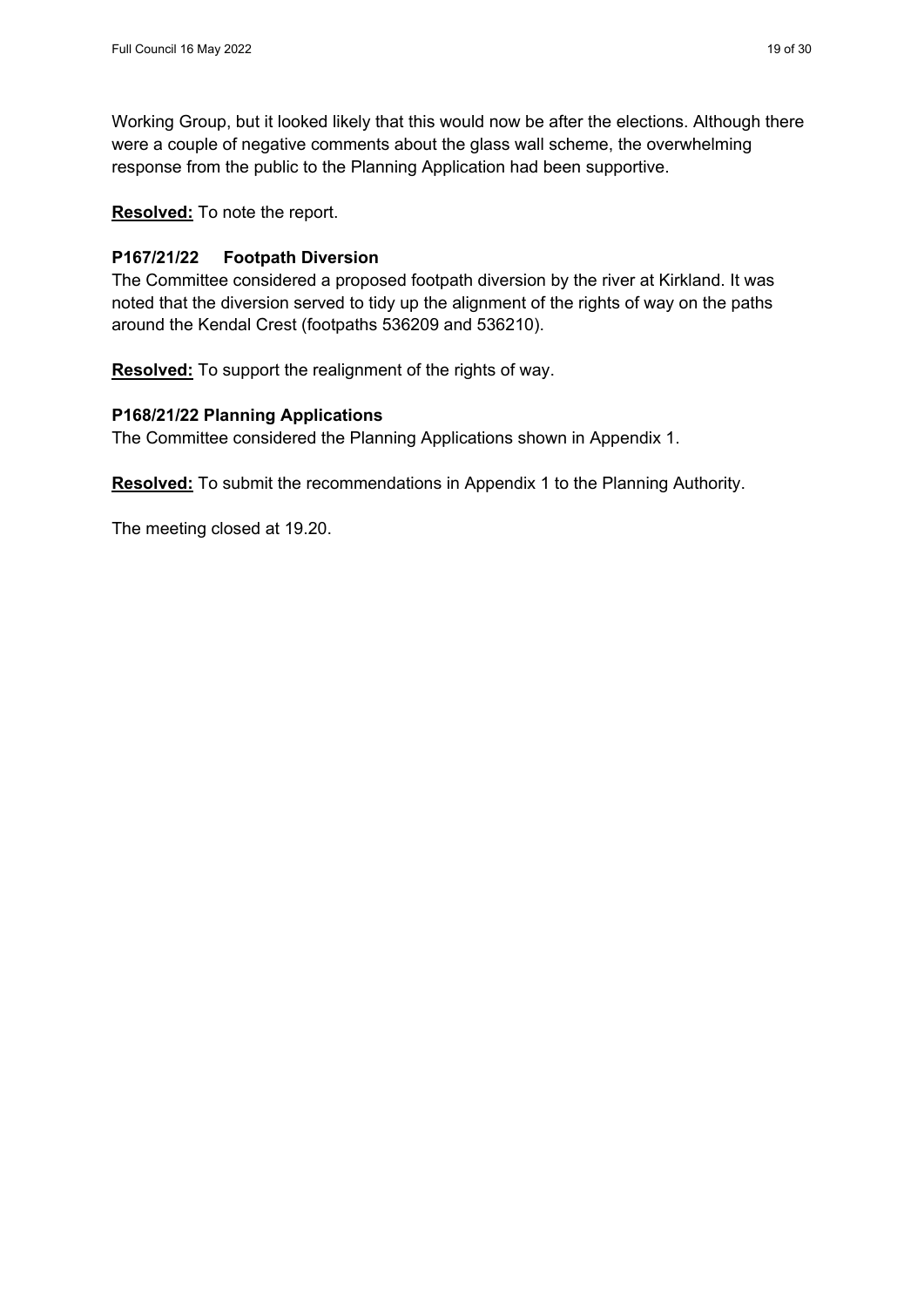Working Group, but it looked likely that this would now be after the elections. Although there were a couple of negative comments about the glass wall scheme, the overwhelming response from the public to the Planning Application had been supportive.

**Resolved:** To note the report.

### P167/21/22 Footpath Diversion

The Committee considered a proposed footpath diversion by the river at Kirkland. It was noted that the diversion served to tidy up the alignment of the rights of way on the paths around the Kendal Crest (footpaths 536209 and 536210).

**Resolved:** To support the realignment of the rights of way.

### P168/21/22 Planning Applications

The Committee considered the Planning Applications shown in Appendix 1.

**Resolved:** To submit the recommendations in Appendix 1 to the Planning Authority.

The meeting closed at 19.20.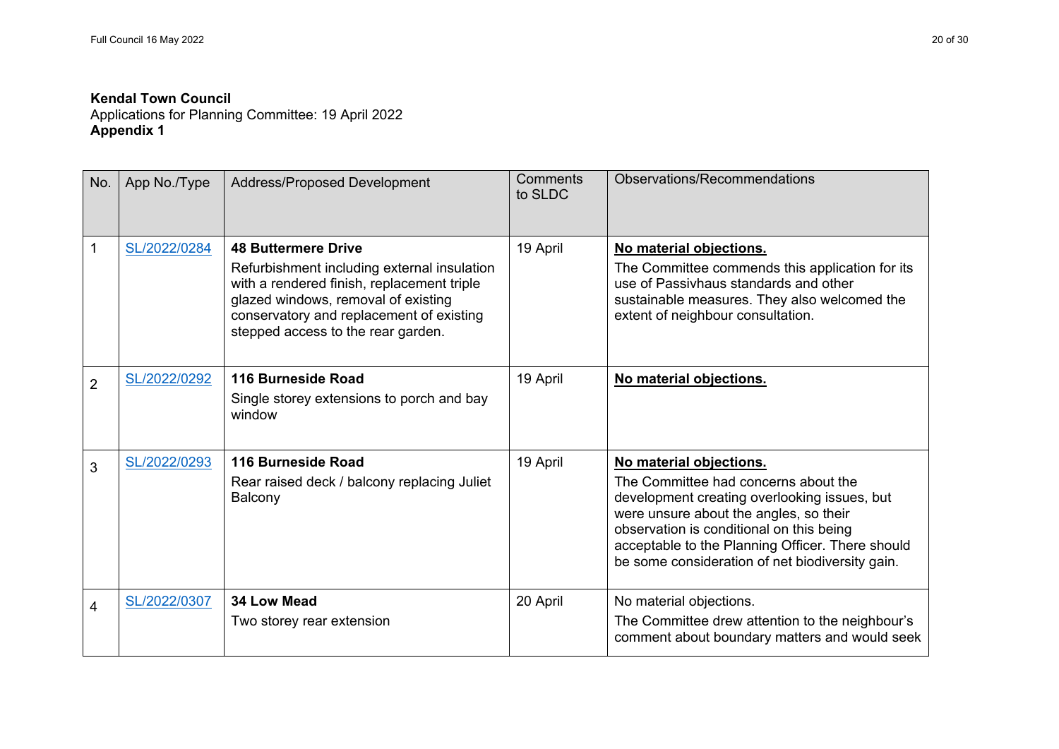**Kendal Town Council**
Applications for Planning Committee: 19 April 2022
**Appendix 1**

| No. | App No./Type | Address/Proposed Development | Comments to SLDC | Observations/Recommendations |
|---|---|---|---|---|
| 1 | SL/2022/0284 | **48 Buttermere Drive**<br>Refurbishment including external insulation with a rendered finish, replacement triple glazed windows, removal of existing conservatory and replacement of existing stepped access to the rear garden. | 19 April | **No material objections.**<br>The Committee commends this application for its use of Passivhaus standards and other sustainable measures. They also welcomed the extent of neighbour consultation. |
| 2 | SL/2022/0292 | **116 Burneside Road**<br>Single storey extensions to porch and bay window | 19 April | **No material objections.** |
| 3 | SL/2022/0293 | **116 Burneside Road**<br>Rear raised deck / balcony replacing Juliet Balcony | 19 April | **No material objections.**<br>The Committee had concerns about the development creating overlooking issues, but were unsure about the angles, so their observation is conditional on this being acceptable to the Planning Officer. There should be some consideration of net biodiversity gain. |
| 4 | SL/2022/0307 | **34 Low Mead**<br>Two storey rear extension | 20 April | No material objections.<br>The Committee drew attention to the neighbour's comment about boundary matters and would seek |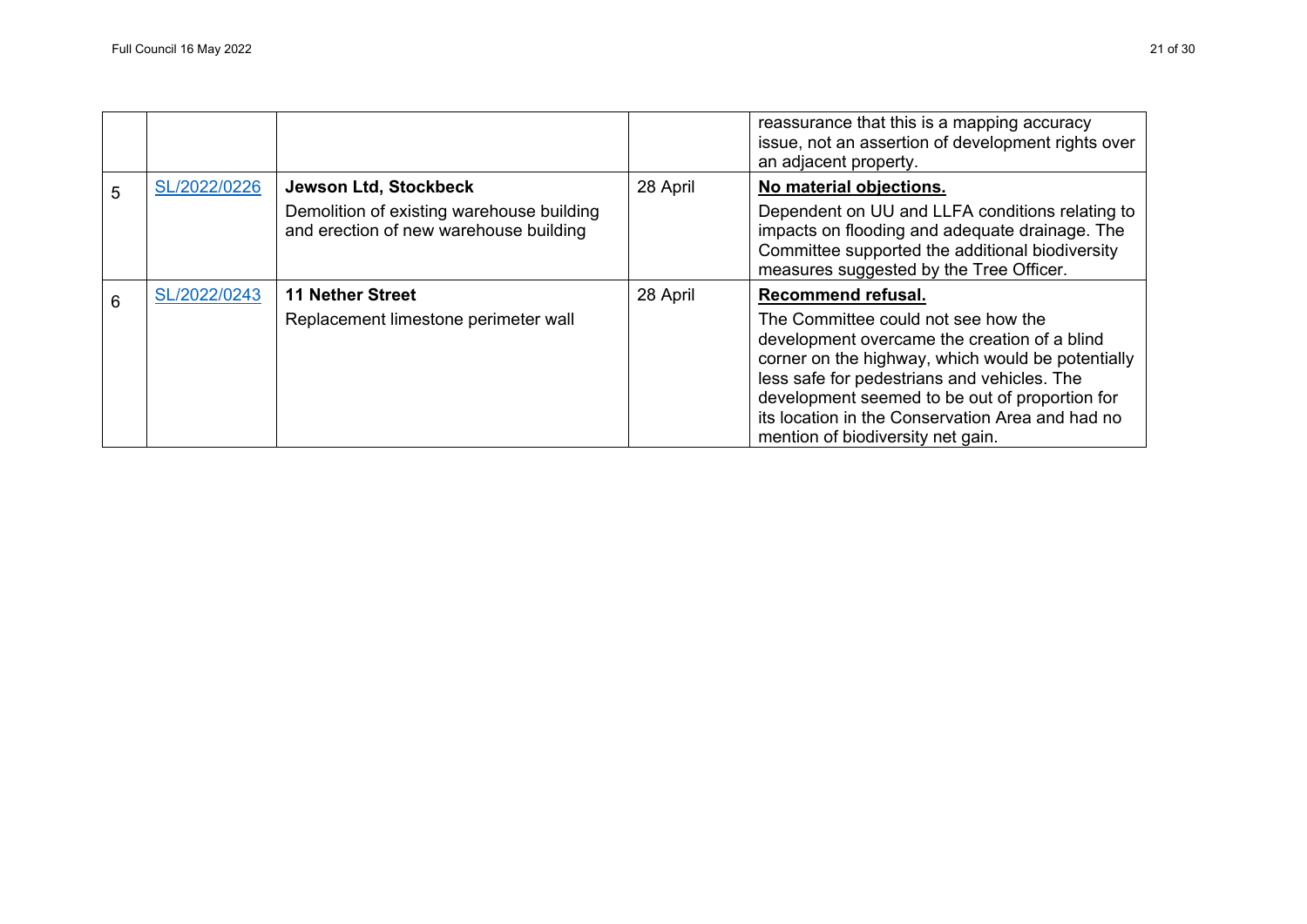| | | | | |
|---|---|---|---|---|
| | | | | reassurance that this is a mapping accuracy issue, not an assertion of development rights over an adjacent property. |
| 5 | SL/2022/0226 | **Jewson Ltd, Stockbeck**<br>Demolition of existing warehouse building and erection of new warehouse building | 28 April | **No material objections.**<br>Dependent on UU and LLFA conditions relating to impacts on flooding and adequate drainage. The Committee supported the additional biodiversity measures suggested by the Tree Officer. |
| 6 | SL/2022/0243 | **11 Nether Street**<br>Replacement limestone perimeter wall | 28 April | **Recommend refusal.**<br>The Committee could not see how the development overcame the creation of a blind corner on the highway, which would be potentially less safe for pedestrians and vehicles. The development seemed to be out of proportion for its location in the Conservation Area and had no mention of biodiversity net gain. |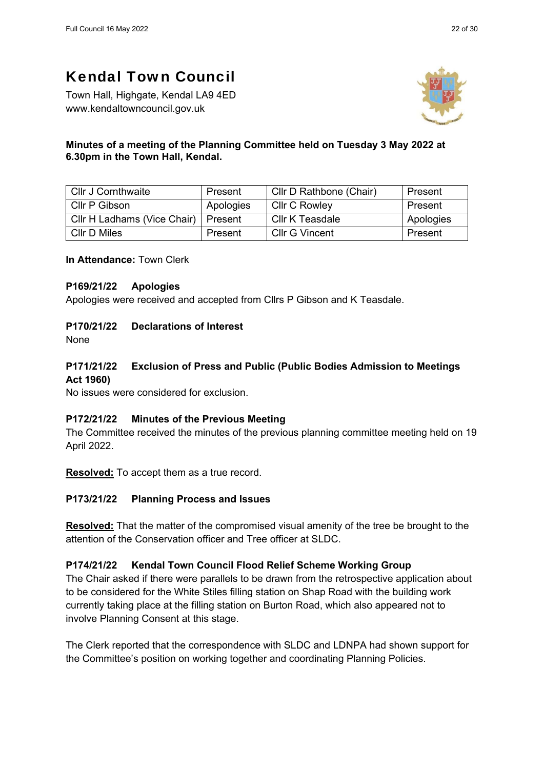# Kendal Town Council

Town Hall, Highgate, Kendal LA9 4ED
www.kendaltowncouncil.gov.uk

**Minutes of a meeting of the Planning Committee held on Tuesday 3 May 2022 at 6.30pm in the Town Hall, Kendal.**

| | | | |
|---|---|---|---|
| Cllr J Cornthwaite | Present | Cllr D Rathbone (Chair) | Present |
| Cllr P Gibson | Apologies | Cllr C Rowley | Present |
| Cllr H Ladhams (Vice Chair) | Present | Cllr K Teasdale | Apologies |
| Cllr D Miles | Present | Cllr G Vincent | Present |

**In Attendance:** Town Clerk

**P169/21/22 Apologies**
Apologies were received and accepted from Cllrs P Gibson and K Teasdale.

**P170/21/22 Declarations of Interest**
None

**P171/21/22 Exclusion of Press and Public (Public Bodies Admission to Meetings Act 1960)**
No issues were considered for exclusion.

**P172/21/22 Minutes of the Previous Meeting**
The Committee received the minutes of the previous planning committee meeting held on 19 April 2022.

**Resolved:** To accept them as a true record.

**P173/21/22 Planning Process and Issues**

**Resolved:** That the matter of the compromised visual amenity of the tree be brought to the attention of the Conservation officer and Tree officer at SLDC.

**P174/21/22 Kendal Town Council Flood Relief Scheme Working Group**
The Chair asked if there were parallels to be drawn from the retrospective application about to be considered for the White Stiles filling station on Shap Road with the building work currently taking place at the filling station on Burton Road, which also appeared not to involve Planning Consent at this stage.

The Clerk reported that the correspondence with SLDC and LDNPA had shown support for the Committee's position on working together and coordinating Planning Policies.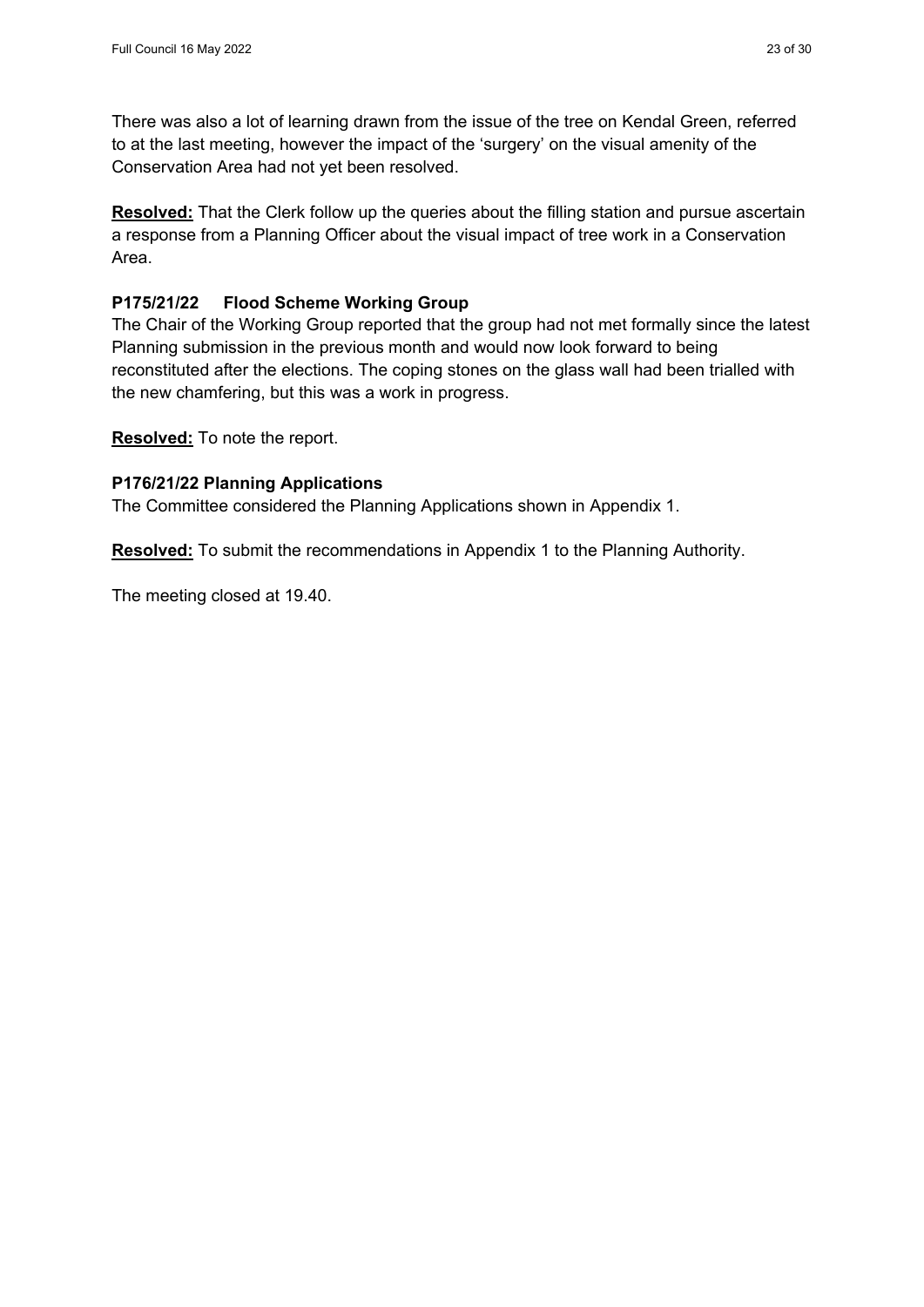There was also a lot of learning drawn from the issue of the tree on Kendal Green, referred to at the last meeting, however the impact of the 'surgery' on the visual amenity of the Conservation Area had not yet been resolved.

**Resolved:** That the Clerk follow up the queries about the filling station and pursue ascertain a response from a Planning Officer about the visual impact of tree work in a Conservation Area.

### P175/21/22 Flood Scheme Working Group

The Chair of the Working Group reported that the group had not met formally since the latest Planning submission in the previous month and would now look forward to being reconstituted after the elections. The coping stones on the glass wall had been trialled with the new chamfering, but this was a work in progress.

**Resolved:** To note the report.

### P176/21/22 Planning Applications

The Committee considered the Planning Applications shown in Appendix 1.

**Resolved:** To submit the recommendations in Appendix 1 to the Planning Authority.

The meeting closed at 19.40.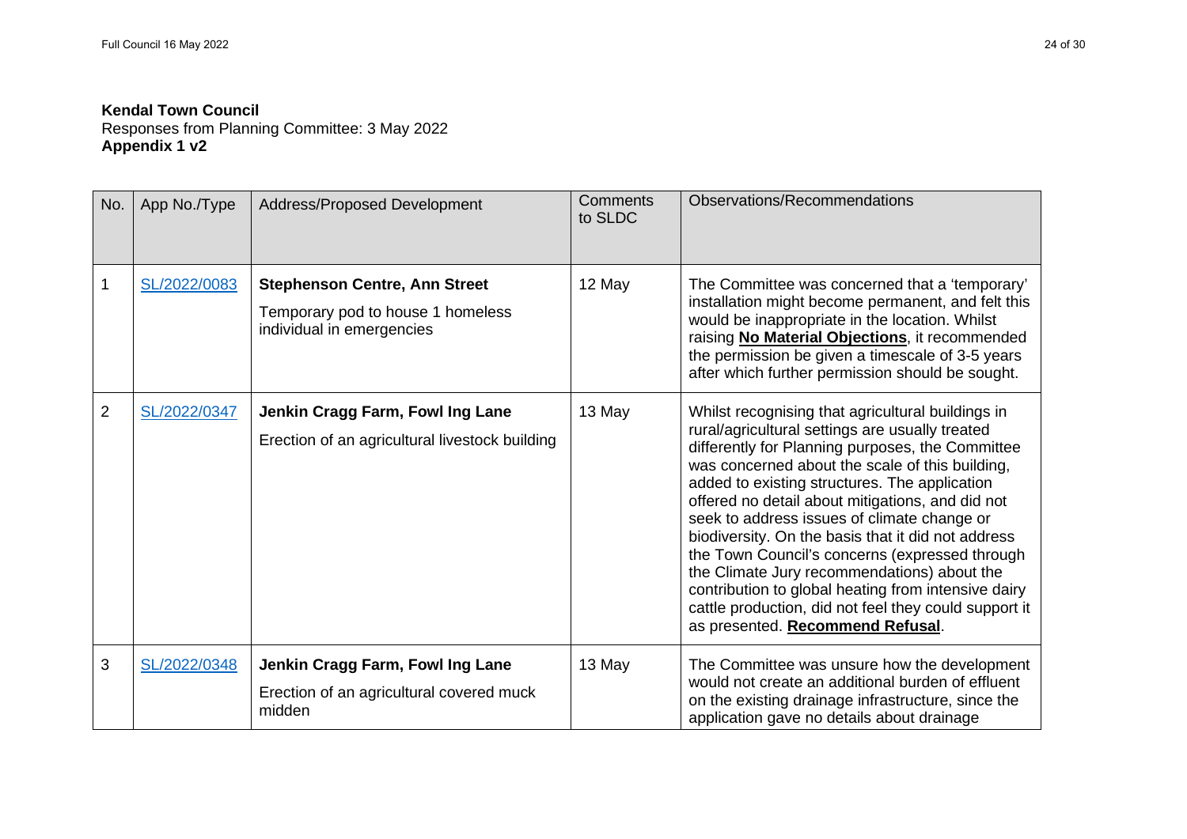**Kendal Town Council**
Responses from Planning Committee: 3 May 2022
**Appendix 1 v2**

| No. | App No./Type | Address/Proposed Development | Comments to SLDC | Observations/Recommendations |
|---|---|---|---|---|
| 1 | SL/2022/0083 | **Stephenson Centre, Ann Street**<br>Temporary pod to house 1 homeless individual in emergencies | 12 May | The Committee was concerned that a 'temporary' installation might become permanent, and felt this would be inappropriate in the location. Whilst raising **No Material Objections**, it recommended the permission be given a timescale of 3-5 years after which further permission should be sought. |
| 2 | SL/2022/0347 | **Jenkin Cragg Farm, Fowl Ing Lane**<br>Erection of an agricultural livestock building | 13 May | Whilst recognising that agricultural buildings in rural/agricultural settings are usually treated differently for Planning purposes, the Committee was concerned about the scale of this building, added to existing structures. The application offered no detail about mitigations, and did not seek to address issues of climate change or biodiversity. On the basis that it did not address the Town Council's concerns (expressed through the Climate Jury recommendations) about the contribution to global heating from intensive dairy cattle production, did not feel they could support it as presented. **Recommend Refusal**. |
| 3 | SL/2022/0348 | **Jenkin Cragg Farm, Fowl Ing Lane**<br>Erection of an agricultural covered muck midden | 13 May | The Committee was unsure how the development would not create an additional burden of effluent on the existing drainage infrastructure, since the application gave no details about drainage |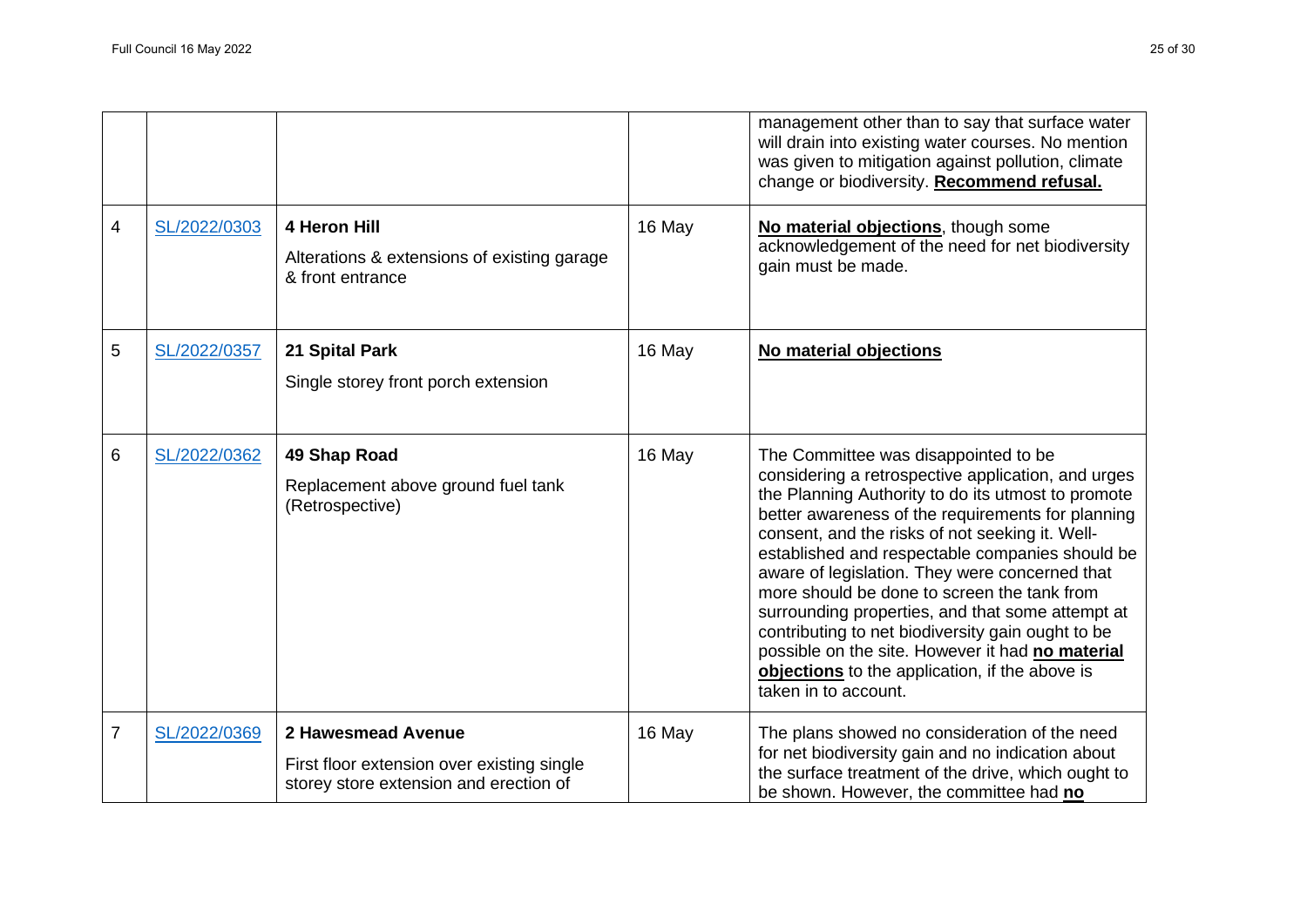| | | | | |
|---|---|---|---|---|
| | | | | management other than to say that surface water will drain into existing water courses. No mention was given to mitigation against pollution, climate change or biodiversity. **Recommend refusal.** |
| 4 | SL/2022/0303 | **4 Heron Hill**<br>Alterations & extensions of existing garage & front entrance | 16 May | **No material objections**, though some acknowledgement of the need for net biodiversity gain must be made. |
| 5 | SL/2022/0357 | **21 Spital Park**<br>Single storey front porch extension | 16 May | **No material objections** |
| 6 | SL/2022/0362 | **49 Shap Road**<br>Replacement above ground fuel tank (Retrospective) | 16 May | The Committee was disappointed to be considering a retrospective application, and urges the Planning Authority to do its utmost to promote better awareness of the requirements for planning consent, and the risks of not seeking it. Well-established and respectable companies should be aware of legislation. They were concerned that more should be done to screen the tank from surrounding properties, and that some attempt at contributing to net biodiversity gain ought to be possible on the site. However it had **no material objections** to the application, if the above is taken in to account. |
| 7 | SL/2022/0369 | **2 Hawesmead Avenue**<br>First floor extension over existing single storey store extension and erection of | 16 May | The plans showed no consideration of the need for net biodiversity gain and no indication about the surface treatment of the drive, which ought to be shown. However, the committee had **no** |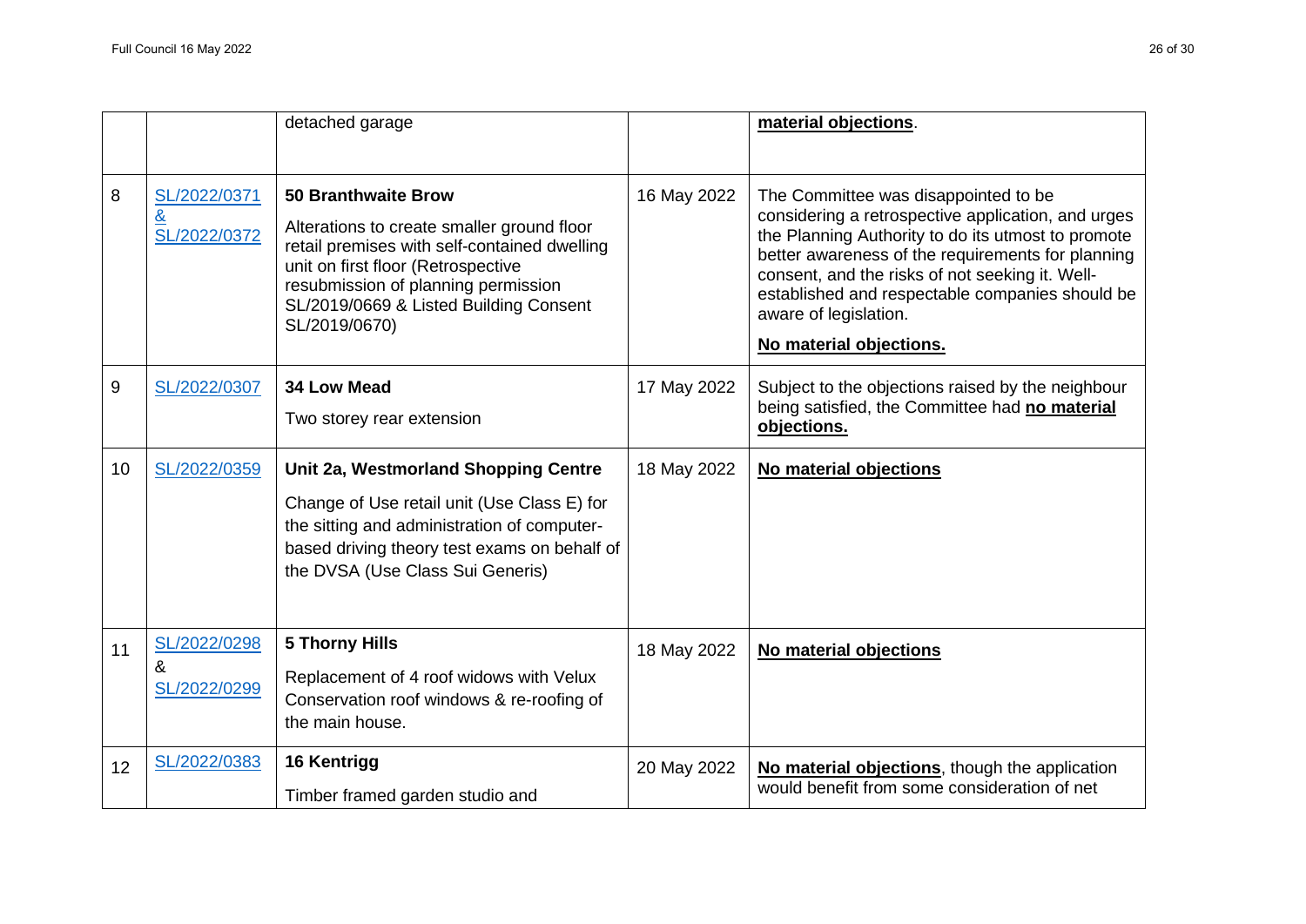| | | | | |
|---|---|---|---|---|
| | | detached garage | | **material objections**. |
| 8 | SL/2022/0371 & SL/2022/0372 | **50 Branthwaite Brow**<br>Alterations to create smaller ground floor retail premises with self-contained dwelling unit on first floor (Retrospective resubmission of planning permission SL/2019/0669 & Listed Building Consent SL/2019/0670) | 16 May 2022 | The Committee was disappointed to be considering a retrospective application, and urges the Planning Authority to do its utmost to promote better awareness of the requirements for planning consent, and the risks of not seeking it. Well-established and respectable companies should be aware of legislation.<br>**No material objections.** |
| 9 | SL/2022/0307 | **34 Low Mead**<br>Two storey rear extension | 17 May 2022 | Subject to the objections raised by the neighbour being satisfied, the Committee had **no material objections.** |
| 10 | SL/2022/0359 | **Unit 2a, Westmorland Shopping Centre**<br>Change of Use retail unit (Use Class E) for the sitting and administration of computer-based driving theory test exams on behalf of the DVSA (Use Class Sui Generis) | 18 May 2022 | **No material objections** |
| 11 | SL/2022/0298 & SL/2022/0299 | **5 Thorny Hills**<br>Replacement of 4 roof widows with Velux Conservation roof windows & re-roofing of the main house. | 18 May 2022 | **No material objections** |
| 12 | SL/2022/0383 | **16 Kentrigg**<br>Timber framed garden studio and | 20 May 2022 | **No material objections**, though the application would benefit from some consideration of net |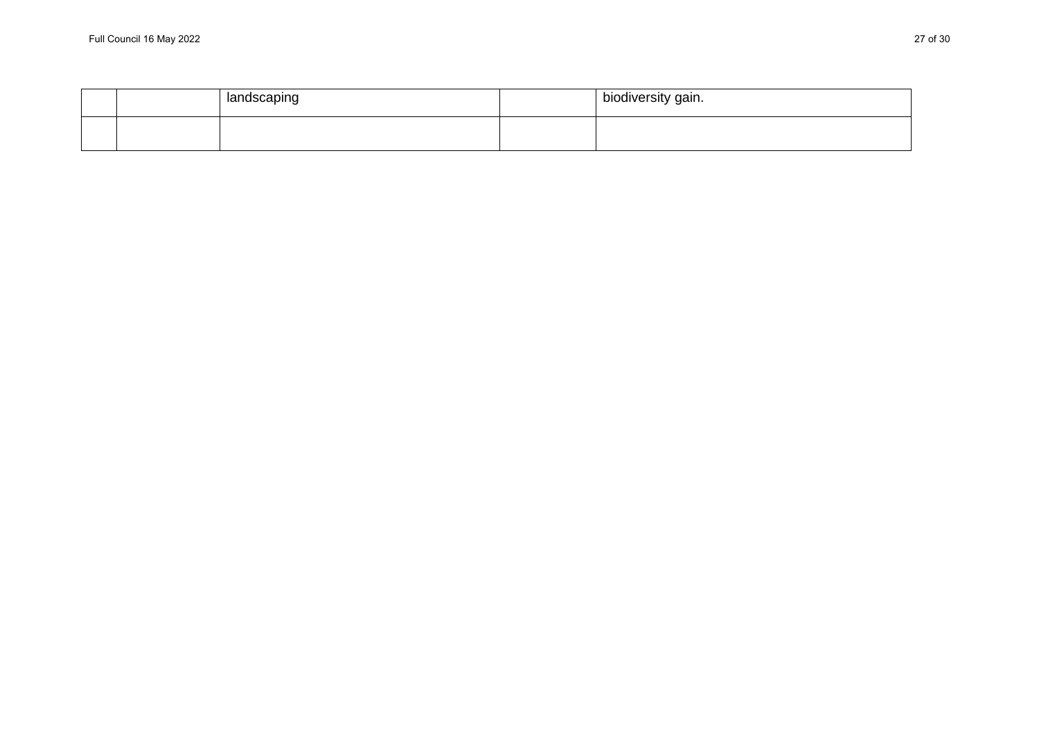| | | | | |
|---|---|---|---|---|
| | | landscaping | | biodiversity gain. |
| | | | | |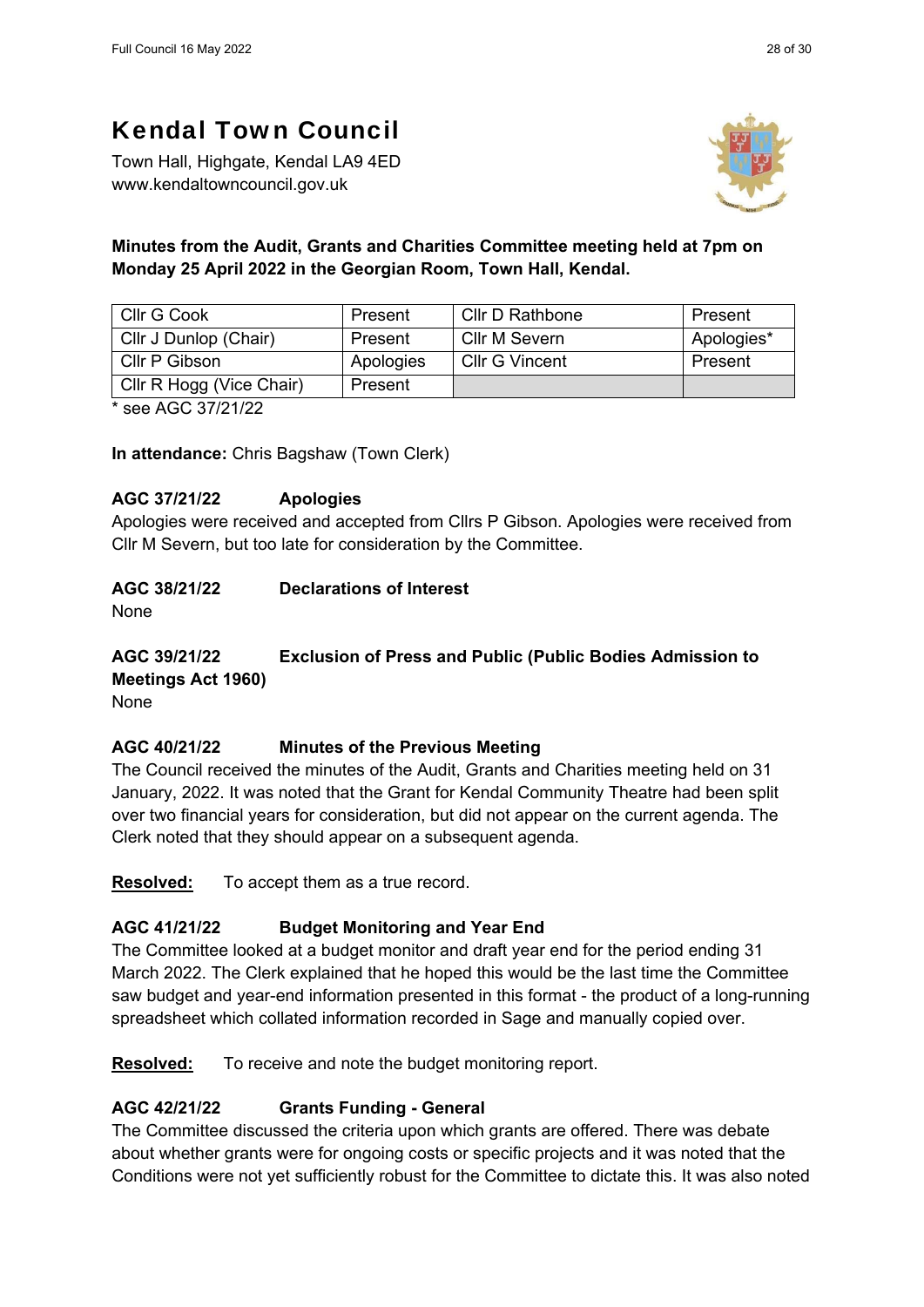# Kendal Town Council

Town Hall, Highgate, Kendal LA9 4ED
www.kendaltowncouncil.gov.uk

**Minutes from the Audit, Grants and Charities Committee meeting held at 7pm on Monday 25 April 2022 in the Georgian Room, Town Hall, Kendal.**

| | | | |
|---|---|---|---|
| Cllr G Cook | Present | Cllr D Rathbone | Present |
| Cllr J Dunlop (Chair) | Present | Cllr M Severn | Apologies* |
| Cllr P Gibson | Apologies | Cllr G Vincent | Present |
| Cllr R Hogg (Vice Chair) | Present | | |

* see AGC 37/21/22

**In attendance:** Chris Bagshaw (Town Clerk)

**AGC 37/21/22 Apologies**

Apologies were received and accepted from Cllrs P Gibson. Apologies were received from Cllr M Severn, but too late for consideration by the Committee.

**AGC 38/21/22 Declarations of Interest**

None

**AGC 39/21/22 Exclusion of Press and Public (Public Bodies Admission to Meetings Act 1960)**

None

**AGC 40/21/22 Minutes of the Previous Meeting**

The Council received the minutes of the Audit, Grants and Charities meeting held on 31 January, 2022. It was noted that the Grant for Kendal Community Theatre had been split over two financial years for consideration, but did not appear on the current agenda. The Clerk noted that they should appear on a subsequent agenda.

**Resolved:** To accept them as a true record.

**AGC 41/21/22 Budget Monitoring and Year End**

The Committee looked at a budget monitor and draft year end for the period ending 31 March 2022. The Clerk explained that he hoped this would be the last time the Committee saw budget and year-end information presented in this format - the product of a long-running spreadsheet which collated information recorded in Sage and manually copied over.

**Resolved:** To receive and note the budget monitoring report.

**AGC 42/21/22 Grants Funding - General**

The Committee discussed the criteria upon which grants are offered. There was debate about whether grants were for ongoing costs or specific projects and it was noted that the Conditions were not yet sufficiently robust for the Committee to dictate this. It was also noted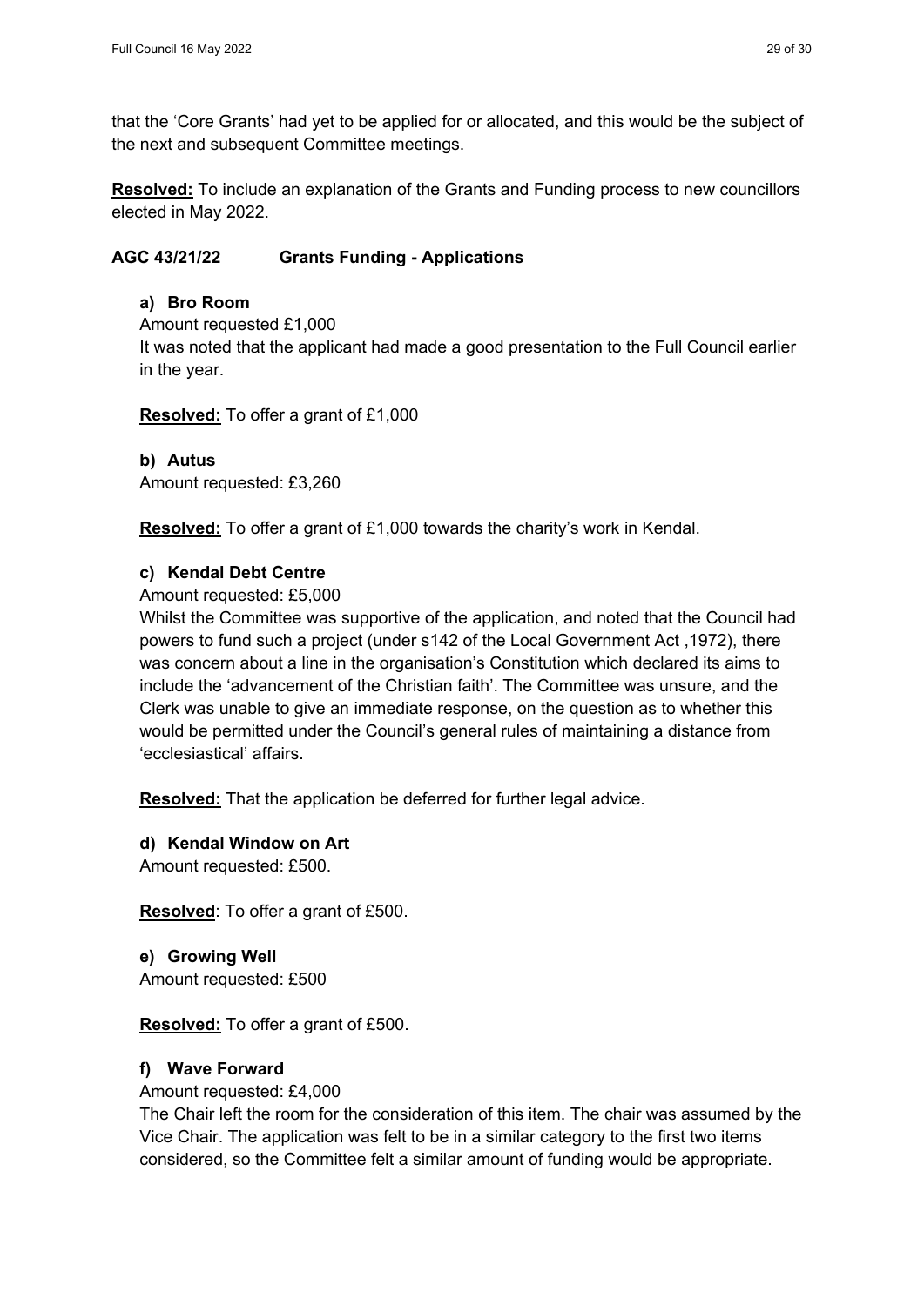that the 'Core Grants' had yet to be applied for or allocated, and this would be the subject of the next and subsequent Committee meetings.

**Resolved:** To include an explanation of the Grants and Funding process to new councillors elected in May 2022.

### AGC 43/21/22 Grants Funding - Applications

**a) Bro Room**

Amount requested £1,000

It was noted that the applicant had made a good presentation to the Full Council earlier in the year.

**Resolved:** To offer a grant of £1,000

**b) Autus**

Amount requested: £3,260

**Resolved:** To offer a grant of £1,000 towards the charity's work in Kendal.

**c) Kendal Debt Centre**

Amount requested: £5,000

Whilst the Committee was supportive of the application, and noted that the Council had powers to fund such a project (under s142 of the Local Government Act ,1972), there was concern about a line in the organisation's Constitution which declared its aims to include the 'advancement of the Christian faith'. The Committee was unsure, and the Clerk was unable to give an immediate response, on the question as to whether this would be permitted under the Council's general rules of maintaining a distance from 'ecclesiastical' affairs.

**Resolved:** That the application be deferred for further legal advice.

**d) Kendal Window on Art**

Amount requested: £500.

**Resolved**: To offer a grant of £500.

**e) Growing Well**

Amount requested: £500

**Resolved:** To offer a grant of £500.

**f) Wave Forward**

Amount requested: £4,000

The Chair left the room for the consideration of this item. The chair was assumed by the Vice Chair. The application was felt to be in a similar category to the first two items considered, so the Committee felt a similar amount of funding would be appropriate.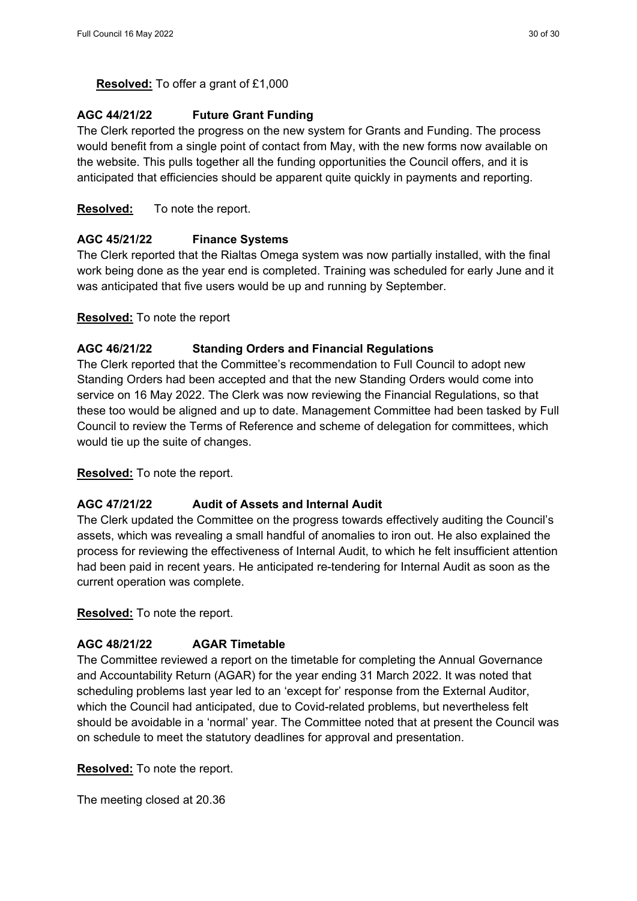**Resolved:** To offer a grant of £1,000

**AGC 44/21/22 Future Grant Funding**

The Clerk reported the progress on the new system for Grants and Funding. The process would benefit from a single point of contact from May, with the new forms now available on the website. This pulls together all the funding opportunities the Council offers, and it is anticipated that efficiencies should be apparent quite quickly in payments and reporting.

**Resolved:** To note the report.

**AGC 45/21/22 Finance Systems**

The Clerk reported that the Rialtas Omega system was now partially installed, with the final work being done as the year end is completed. Training was scheduled for early June and it was anticipated that five users would be up and running by September.

**Resolved:** To note the report

**AGC 46/21/22 Standing Orders and Financial Regulations**

The Clerk reported that the Committee's recommendation to Full Council to adopt new Standing Orders had been accepted and that the new Standing Orders would come into service on 16 May 2022. The Clerk was now reviewing the Financial Regulations, so that these too would be aligned and up to date. Management Committee had been tasked by Full Council to review the Terms of Reference and scheme of delegation for committees, which would tie up the suite of changes.

**Resolved:** To note the report.

**AGC 47/21/22 Audit of Assets and Internal Audit**

The Clerk updated the Committee on the progress towards effectively auditing the Council's assets, which was revealing a small handful of anomalies to iron out. He also explained the process for reviewing the effectiveness of Internal Audit, to which he felt insufficient attention had been paid in recent years. He anticipated re-tendering for Internal Audit as soon as the current operation was complete.

**Resolved:** To note the report.

**AGC 48/21/22 AGAR Timetable**

The Committee reviewed a report on the timetable for completing the Annual Governance and Accountability Return (AGAR) for the year ending 31 March 2022. It was noted that scheduling problems last year led to an 'except for' response from the External Auditor, which the Council had anticipated, due to Covid-related problems, but nevertheless felt should be avoidable in a 'normal' year. The Committee noted that at present the Council was on schedule to meet the statutory deadlines for approval and presentation.

**Resolved:** To note the report.

The meeting closed at 20.36